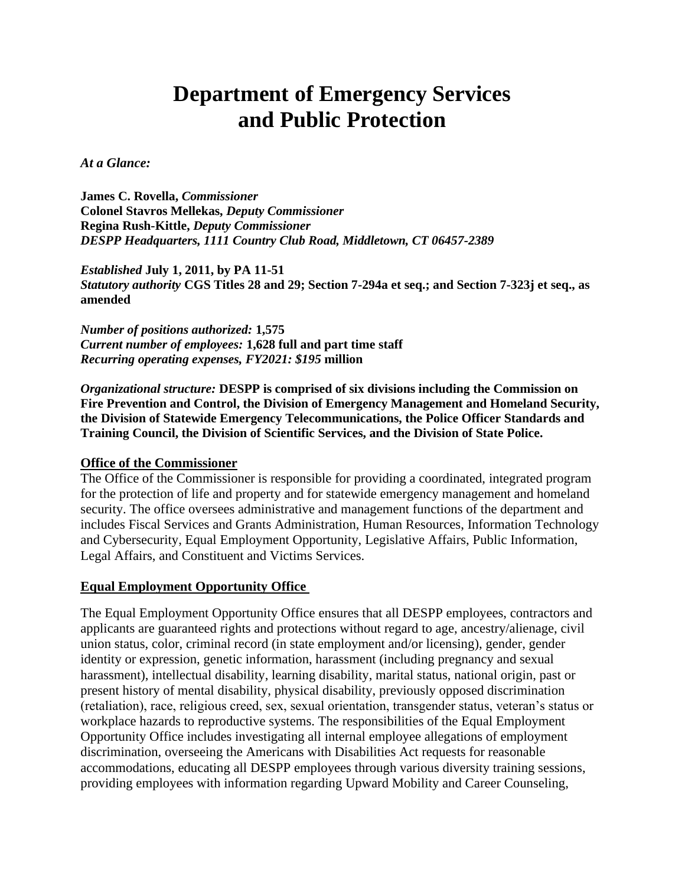# Department of Emergency Services and Public Protection

*At a Glance:*

**James C. Rovella,** ***Commissioner***
**Colonel Stavros Mellekas,** ***Deputy Commissioner***
**Regina Rush-Kittle,** ***Deputy Commissioner***
***DESPP Headquarters, 1111 Country Club Road, Middletown, CT 06457-2389***

***Established*** **July 1, 2011, by PA 11-51**
***Statutory authority*** **CGS Titles 28 and 29; Section 7-294a et seq.; and Section 7-323j et seq., as amended**

***Number of positions authorized:*** **1,575**
***Current number of employees:*** **1,628 full and part time staff**
***Recurring operating expenses, FY2021: $195*** **million**

***Organizational structure:*** **DESPP is comprised of six divisions including the Commission on Fire Prevention and Control, the Division of Emergency Management and Homeland Security, the Division of Statewide Emergency Telecommunications, the Police Officer Standards and Training Council, the Division of Scientific Services, and the Division of State Police.**

## Office of the Commissioner

The Office of the Commissioner is responsible for providing a coordinated, integrated program for the protection of life and property and for statewide emergency management and homeland security. The office oversees administrative and management functions of the department and includes Fiscal Services and Grants Administration, Human Resources, Information Technology and Cybersecurity, Equal Employment Opportunity, Legislative Affairs, Public Information, Legal Affairs, and Constituent and Victims Services.

## Equal Employment Opportunity Office

The Equal Employment Opportunity Office ensures that all DESPP employees, contractors and applicants are guaranteed rights and protections without regard to age, ancestry/alienage, civil union status, color, criminal record (in state employment and/or licensing), gender, gender identity or expression, genetic information, harassment (including pregnancy and sexual harassment), intellectual disability, learning disability, marital status, national origin, past or present history of mental disability, physical disability, previously opposed discrimination (retaliation), race, religious creed, sex, sexual orientation, transgender status, veteran's status or workplace hazards to reproductive systems. The responsibilities of the Equal Employment Opportunity Office includes investigating all internal employee allegations of employment discrimination, overseeing the Americans with Disabilities Act requests for reasonable accommodations, educating all DESPP employees through various diversity training sessions, providing employees with information regarding Upward Mobility and Career Counseling,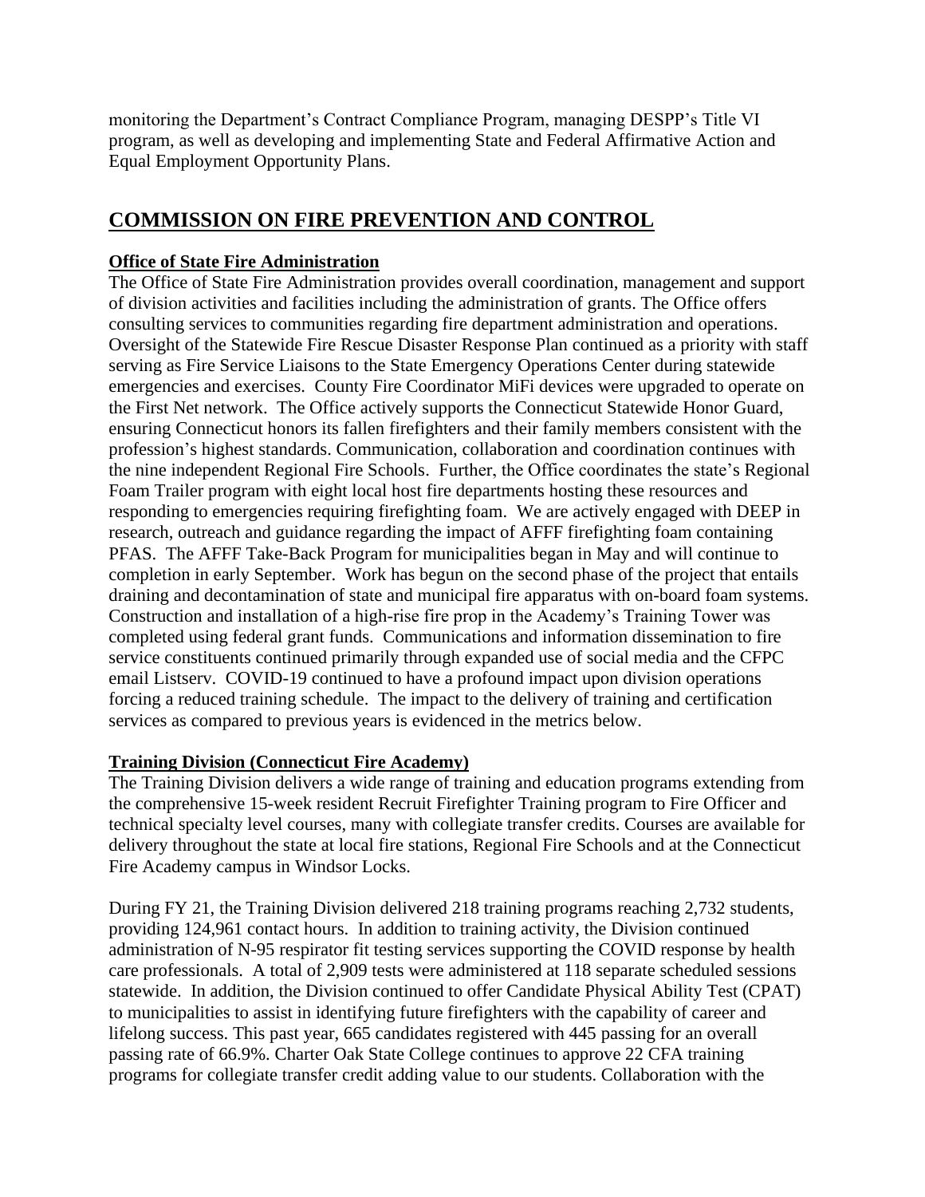monitoring the Department's Contract Compliance Program, managing DESPP's Title VI program, as well as developing and implementing State and Federal Affirmative Action and Equal Employment Opportunity Plans.

## COMMISSION ON FIRE PREVENTION AND CONTROL

**Office of State Fire Administration**

The Office of State Fire Administration provides overall coordination, management and support of division activities and facilities including the administration of grants. The Office offers consulting services to communities regarding fire department administration and operations. Oversight of the Statewide Fire Rescue Disaster Response Plan continued as a priority with staff serving as Fire Service Liaisons to the State Emergency Operations Center during statewide emergencies and exercises. County Fire Coordinator MiFi devices were upgraded to operate on the First Net network. The Office actively supports the Connecticut Statewide Honor Guard, ensuring Connecticut honors its fallen firefighters and their family members consistent with the profession's highest standards. Communication, collaboration and coordination continues with the nine independent Regional Fire Schools. Further, the Office coordinates the state's Regional Foam Trailer program with eight local host fire departments hosting these resources and responding to emergencies requiring firefighting foam. We are actively engaged with DEEP in research, outreach and guidance regarding the impact of AFFF firefighting foam containing PFAS. The AFFF Take-Back Program for municipalities began in May and will continue to completion in early September. Work has begun on the second phase of the project that entails draining and decontamination of state and municipal fire apparatus with on-board foam systems. Construction and installation of a high-rise fire prop in the Academy's Training Tower was completed using federal grant funds. Communications and information dissemination to fire service constituents continued primarily through expanded use of social media and the CFPC email Listserv. COVID-19 continued to have a profound impact upon division operations forcing a reduced training schedule. The impact to the delivery of training and certification services as compared to previous years is evidenced in the metrics below.

**Training Division (Connecticut Fire Academy)**

The Training Division delivers a wide range of training and education programs extending from the comprehensive 15-week resident Recruit Firefighter Training program to Fire Officer and technical specialty level courses, many with collegiate transfer credits. Courses are available for delivery throughout the state at local fire stations, Regional Fire Schools and at the Connecticut Fire Academy campus in Windsor Locks.

During FY 21, the Training Division delivered 218 training programs reaching 2,732 students, providing 124,961 contact hours. In addition to training activity, the Division continued administration of N-95 respirator fit testing services supporting the COVID response by health care professionals. A total of 2,909 tests were administered at 118 separate scheduled sessions statewide. In addition, the Division continued to offer Candidate Physical Ability Test (CPAT) to municipalities to assist in identifying future firefighters with the capability of career and lifelong success. This past year, 665 candidates registered with 445 passing for an overall passing rate of 66.9%. Charter Oak State College continues to approve 22 CFA training programs for collegiate transfer credit adding value to our students. Collaboration with the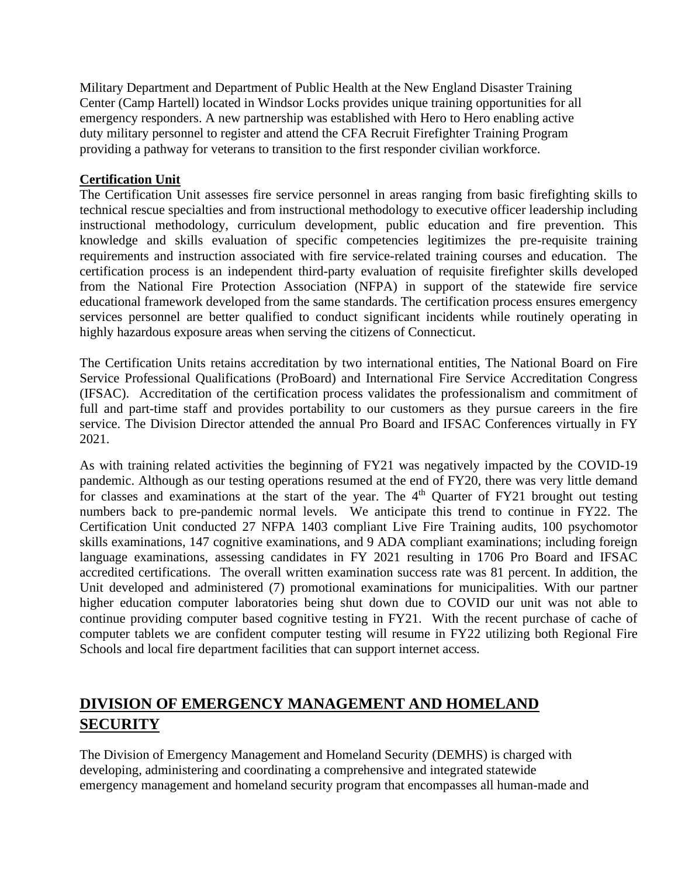Military Department and Department of Public Health at the New England Disaster Training Center (Camp Hartell) located in Windsor Locks provides unique training opportunities for all emergency responders. A new partnership was established with Hero to Hero enabling active duty military personnel to register and attend the CFA Recruit Firefighter Training Program providing a pathway for veterans to transition to the first responder civilian workforce.

**Certification Unit**

The Certification Unit assesses fire service personnel in areas ranging from basic firefighting skills to technical rescue specialties and from instructional methodology to executive officer leadership including instructional methodology, curriculum development, public education and fire prevention. This knowledge and skills evaluation of specific competencies legitimizes the pre-requisite training requirements and instruction associated with fire service-related training courses and education. The certification process is an independent third-party evaluation of requisite firefighter skills developed from the National Fire Protection Association (NFPA) in support of the statewide fire service educational framework developed from the same standards. The certification process ensures emergency services personnel are better qualified to conduct significant incidents while routinely operating in highly hazardous exposure areas when serving the citizens of Connecticut.

The Certification Units retains accreditation by two international entities, The National Board on Fire Service Professional Qualifications (ProBoard) and International Fire Service Accreditation Congress (IFSAC). Accreditation of the certification process validates the professionalism and commitment of full and part-time staff and provides portability to our customers as they pursue careers in the fire service. The Division Director attended the annual Pro Board and IFSAC Conferences virtually in FY 2021.

As with training related activities the beginning of FY21 was negatively impacted by the COVID-19 pandemic. Although as our testing operations resumed at the end of FY20, there was very little demand for classes and examinations at the start of the year. The 4th Quarter of FY21 brought out testing numbers back to pre-pandemic normal levels. We anticipate this trend to continue in FY22. The Certification Unit conducted 27 NFPA 1403 compliant Live Fire Training audits, 100 psychomotor skills examinations, 147 cognitive examinations, and 9 ADA compliant examinations; including foreign language examinations, assessing candidates in FY 2021 resulting in 1706 Pro Board and IFSAC accredited certifications. The overall written examination success rate was 81 percent. In addition, the Unit developed and administered (7) promotional examinations for municipalities. With our partner higher education computer laboratories being shut down due to COVID our unit was not able to continue providing computer based cognitive testing in FY21. With the recent purchase of cache of computer tablets we are confident computer testing will resume in FY22 utilizing both Regional Fire Schools and local fire department facilities that can support internet access.

## DIVISION OF EMERGENCY MANAGEMENT AND HOMELAND SECURITY

The Division of Emergency Management and Homeland Security (DEMHS) is charged with developing, administering and coordinating a comprehensive and integrated statewide emergency management and homeland security program that encompasses all human-made and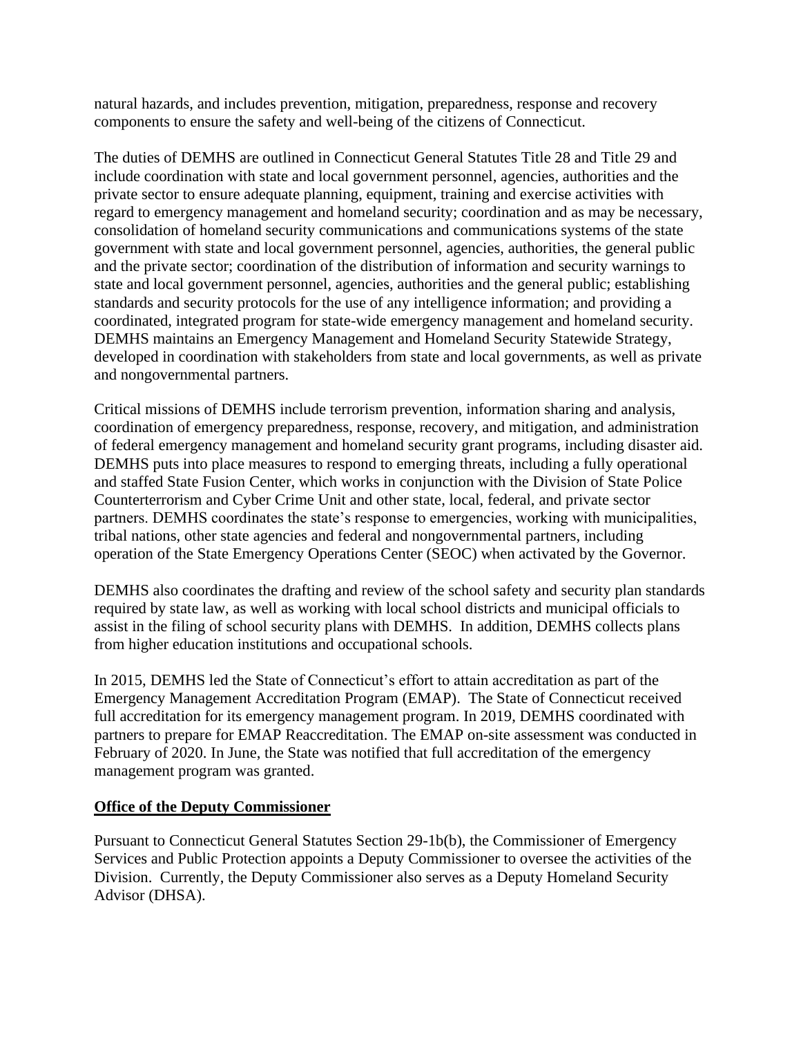natural hazards, and includes prevention, mitigation, preparedness, response and recovery components to ensure the safety and well-being of the citizens of Connecticut.

The duties of DEMHS are outlined in Connecticut General Statutes Title 28 and Title 29 and include coordination with state and local government personnel, agencies, authorities and the private sector to ensure adequate planning, equipment, training and exercise activities with regard to emergency management and homeland security; coordination and as may be necessary, consolidation of homeland security communications and communications systems of the state government with state and local government personnel, agencies, authorities, the general public and the private sector; coordination of the distribution of information and security warnings to state and local government personnel, agencies, authorities and the general public; establishing standards and security protocols for the use of any intelligence information; and providing a coordinated, integrated program for state-wide emergency management and homeland security. DEMHS maintains an Emergency Management and Homeland Security Statewide Strategy, developed in coordination with stakeholders from state and local governments, as well as private and nongovernmental partners.

Critical missions of DEMHS include terrorism prevention, information sharing and analysis, coordination of emergency preparedness, response, recovery, and mitigation, and administration of federal emergency management and homeland security grant programs, including disaster aid. DEMHS puts into place measures to respond to emerging threats, including a fully operational and staffed State Fusion Center, which works in conjunction with the Division of State Police Counterterrorism and Cyber Crime Unit and other state, local, federal, and private sector partners. DEMHS coordinates the state's response to emergencies, working with municipalities, tribal nations, other state agencies and federal and nongovernmental partners, including operation of the State Emergency Operations Center (SEOC) when activated by the Governor.

DEMHS also coordinates the drafting and review of the school safety and security plan standards required by state law, as well as working with local school districts and municipal officials to assist in the filing of school security plans with DEMHS. In addition, DEMHS collects plans from higher education institutions and occupational schools.

In 2015, DEMHS led the State of Connecticut's effort to attain accreditation as part of the Emergency Management Accreditation Program (EMAP). The State of Connecticut received full accreditation for its emergency management program. In 2019, DEMHS coordinated with partners to prepare for EMAP Reaccreditation. The EMAP on-site assessment was conducted in February of 2020. In June, the State was notified that full accreditation of the emergency management program was granted.

## Office of the Deputy Commissioner

Pursuant to Connecticut General Statutes Section 29-1b(b), the Commissioner of Emergency Services and Public Protection appoints a Deputy Commissioner to oversee the activities of the Division. Currently, the Deputy Commissioner also serves as a Deputy Homeland Security Advisor (DHSA).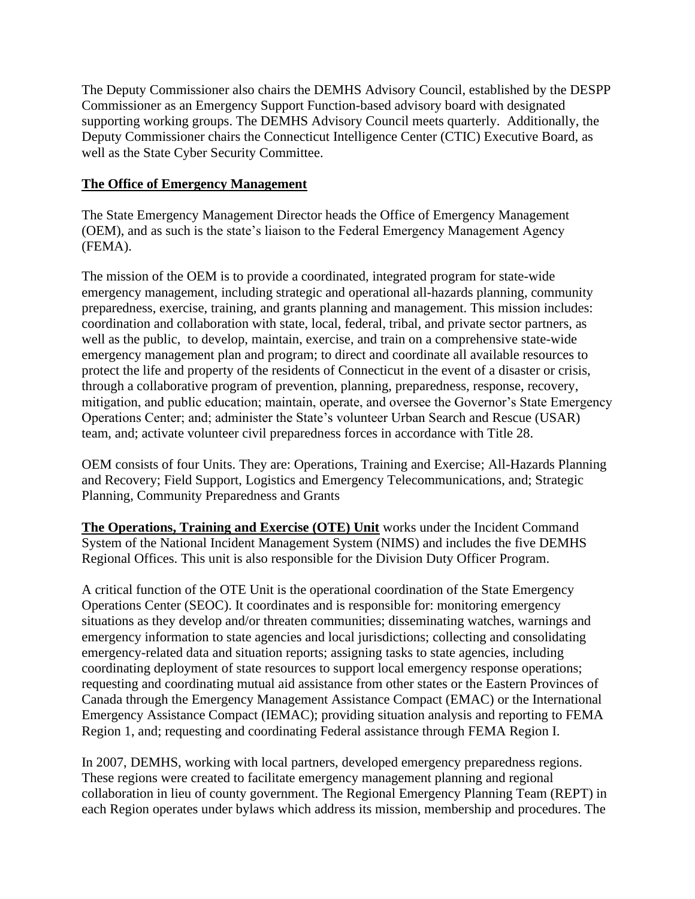The Deputy Commissioner also chairs the DEMHS Advisory Council, established by the DESPP Commissioner as an Emergency Support Function-based advisory board with designated supporting working groups. The DEMHS Advisory Council meets quarterly. Additionally, the Deputy Commissioner chairs the Connecticut Intelligence Center (CTIC) Executive Board, as well as the State Cyber Security Committee.

## The Office of Emergency Management

The State Emergency Management Director heads the Office of Emergency Management (OEM), and as such is the state's liaison to the Federal Emergency Management Agency (FEMA).

The mission of the OEM is to provide a coordinated, integrated program for state-wide emergency management, including strategic and operational all-hazards planning, community preparedness, exercise, training, and grants planning and management. This mission includes: coordination and collaboration with state, local, federal, tribal, and private sector partners, as well as the public, to develop, maintain, exercise, and train on a comprehensive state-wide emergency management plan and program; to direct and coordinate all available resources to protect the life and property of the residents of Connecticut in the event of a disaster or crisis, through a collaborative program of prevention, planning, preparedness, response, recovery, mitigation, and public education; maintain, operate, and oversee the Governor's State Emergency Operations Center; and; administer the State's volunteer Urban Search and Rescue (USAR) team, and; activate volunteer civil preparedness forces in accordance with Title 28.

OEM consists of four Units. They are: Operations, Training and Exercise; All-Hazards Planning and Recovery; Field Support, Logistics and Emergency Telecommunications, and; Strategic Planning, Community Preparedness and Grants

**The Operations, Training and Exercise (OTE) Unit** works under the Incident Command System of the National Incident Management System (NIMS) and includes the five DEMHS Regional Offices. This unit is also responsible for the Division Duty Officer Program.

A critical function of the OTE Unit is the operational coordination of the State Emergency Operations Center (SEOC). It coordinates and is responsible for: monitoring emergency situations as they develop and/or threaten communities; disseminating watches, warnings and emergency information to state agencies and local jurisdictions; collecting and consolidating emergency-related data and situation reports; assigning tasks to state agencies, including coordinating deployment of state resources to support local emergency response operations; requesting and coordinating mutual aid assistance from other states or the Eastern Provinces of Canada through the Emergency Management Assistance Compact (EMAC) or the International Emergency Assistance Compact (IEMAC); providing situation analysis and reporting to FEMA Region 1, and; requesting and coordinating Federal assistance through FEMA Region I.

In 2007, DEMHS, working with local partners, developed emergency preparedness regions. These regions were created to facilitate emergency management planning and regional collaboration in lieu of county government. The Regional Emergency Planning Team (REPT) in each Region operates under bylaws which address its mission, membership and procedures. The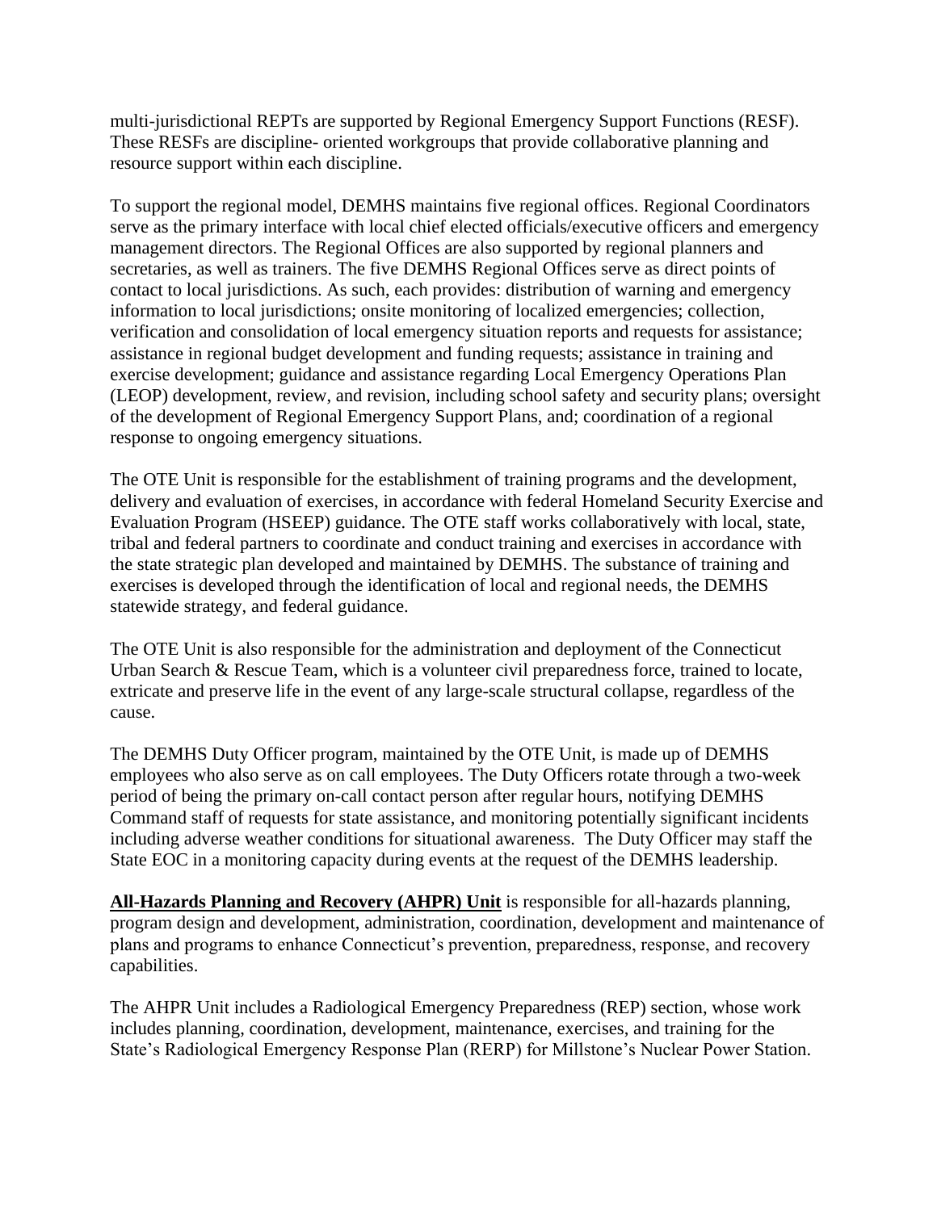multi-jurisdictional REPTs are supported by Regional Emergency Support Functions (RESF). These RESFs are discipline- oriented workgroups that provide collaborative planning and resource support within each discipline.

To support the regional model, DEMHS maintains five regional offices. Regional Coordinators serve as the primary interface with local chief elected officials/executive officers and emergency management directors. The Regional Offices are also supported by regional planners and secretaries, as well as trainers. The five DEMHS Regional Offices serve as direct points of contact to local jurisdictions. As such, each provides: distribution of warning and emergency information to local jurisdictions; onsite monitoring of localized emergencies; collection, verification and consolidation of local emergency situation reports and requests for assistance; assistance in regional budget development and funding requests; assistance in training and exercise development; guidance and assistance regarding Local Emergency Operations Plan (LEOP) development, review, and revision, including school safety and security plans; oversight of the development of Regional Emergency Support Plans, and; coordination of a regional response to ongoing emergency situations.

The OTE Unit is responsible for the establishment of training programs and the development, delivery and evaluation of exercises, in accordance with federal Homeland Security Exercise and Evaluation Program (HSEEP) guidance. The OTE staff works collaboratively with local, state, tribal and federal partners to coordinate and conduct training and exercises in accordance with the state strategic plan developed and maintained by DEMHS. The substance of training and exercises is developed through the identification of local and regional needs, the DEMHS statewide strategy, and federal guidance.

The OTE Unit is also responsible for the administration and deployment of the Connecticut Urban Search & Rescue Team, which is a volunteer civil preparedness force, trained to locate, extricate and preserve life in the event of any large-scale structural collapse, regardless of the cause.

The DEMHS Duty Officer program, maintained by the OTE Unit, is made up of DEMHS employees who also serve as on call employees. The Duty Officers rotate through a two-week period of being the primary on-call contact person after regular hours, notifying DEMHS Command staff of requests for state assistance, and monitoring potentially significant incidents including adverse weather conditions for situational awareness. The Duty Officer may staff the State EOC in a monitoring capacity during events at the request of the DEMHS leadership.

**All-Hazards Planning and Recovery (AHPR) Unit** is responsible for all-hazards planning, program design and development, administration, coordination, development and maintenance of plans and programs to enhance Connecticut's prevention, preparedness, response, and recovery capabilities.

The AHPR Unit includes a Radiological Emergency Preparedness (REP) section, whose work includes planning, coordination, development, maintenance, exercises, and training for the State's Radiological Emergency Response Plan (RERP) for Millstone's Nuclear Power Station.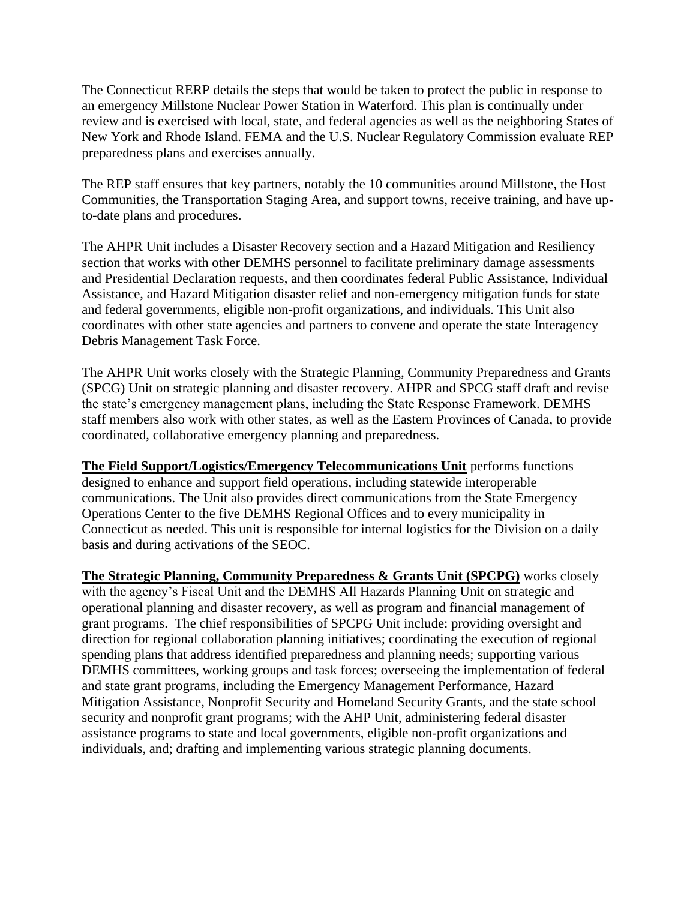The Connecticut RERP details the steps that would be taken to protect the public in response to an emergency Millstone Nuclear Power Station in Waterford. This plan is continually under review and is exercised with local, state, and federal agencies as well as the neighboring States of New York and Rhode Island. FEMA and the U.S. Nuclear Regulatory Commission evaluate REP preparedness plans and exercises annually.

The REP staff ensures that key partners, notably the 10 communities around Millstone, the Host Communities, the Transportation Staging Area, and support towns, receive training, and have up-to-date plans and procedures.

The AHPR Unit includes a Disaster Recovery section and a Hazard Mitigation and Resiliency section that works with other DEMHS personnel to facilitate preliminary damage assessments and Presidential Declaration requests, and then coordinates federal Public Assistance, Individual Assistance, and Hazard Mitigation disaster relief and non-emergency mitigation funds for state and federal governments, eligible non-profit organizations, and individuals. This Unit also coordinates with other state agencies and partners to convene and operate the state Interagency Debris Management Task Force.

The AHPR Unit works closely with the Strategic Planning, Community Preparedness and Grants (SPCG) Unit on strategic planning and disaster recovery. AHPR and SPCG staff draft and revise the state's emergency management plans, including the State Response Framework. DEMHS staff members also work with other states, as well as the Eastern Provinces of Canada, to provide coordinated, collaborative emergency planning and preparedness.

**The Field Support/Logistics/Emergency Telecommunications Unit** performs functions designed to enhance and support field operations, including statewide interoperable communications. The Unit also provides direct communications from the State Emergency Operations Center to the five DEMHS Regional Offices and to every municipality in Connecticut as needed. This unit is responsible for internal logistics for the Division on a daily basis and during activations of the SEOC.

**The Strategic Planning, Community Preparedness & Grants Unit (SPCPG)** works closely with the agency's Fiscal Unit and the DEMHS All Hazards Planning Unit on strategic and operational planning and disaster recovery, as well as program and financial management of grant programs. The chief responsibilities of SPCPG Unit include: providing oversight and direction for regional collaboration planning initiatives; coordinating the execution of regional spending plans that address identified preparedness and planning needs; supporting various DEMHS committees, working groups and task forces; overseeing the implementation of federal and state grant programs, including the Emergency Management Performance, Hazard Mitigation Assistance, Nonprofit Security and Homeland Security Grants, and the state school security and nonprofit grant programs; with the AHP Unit, administering federal disaster assistance programs to state and local governments, eligible non-profit organizations and individuals, and; drafting and implementing various strategic planning documents.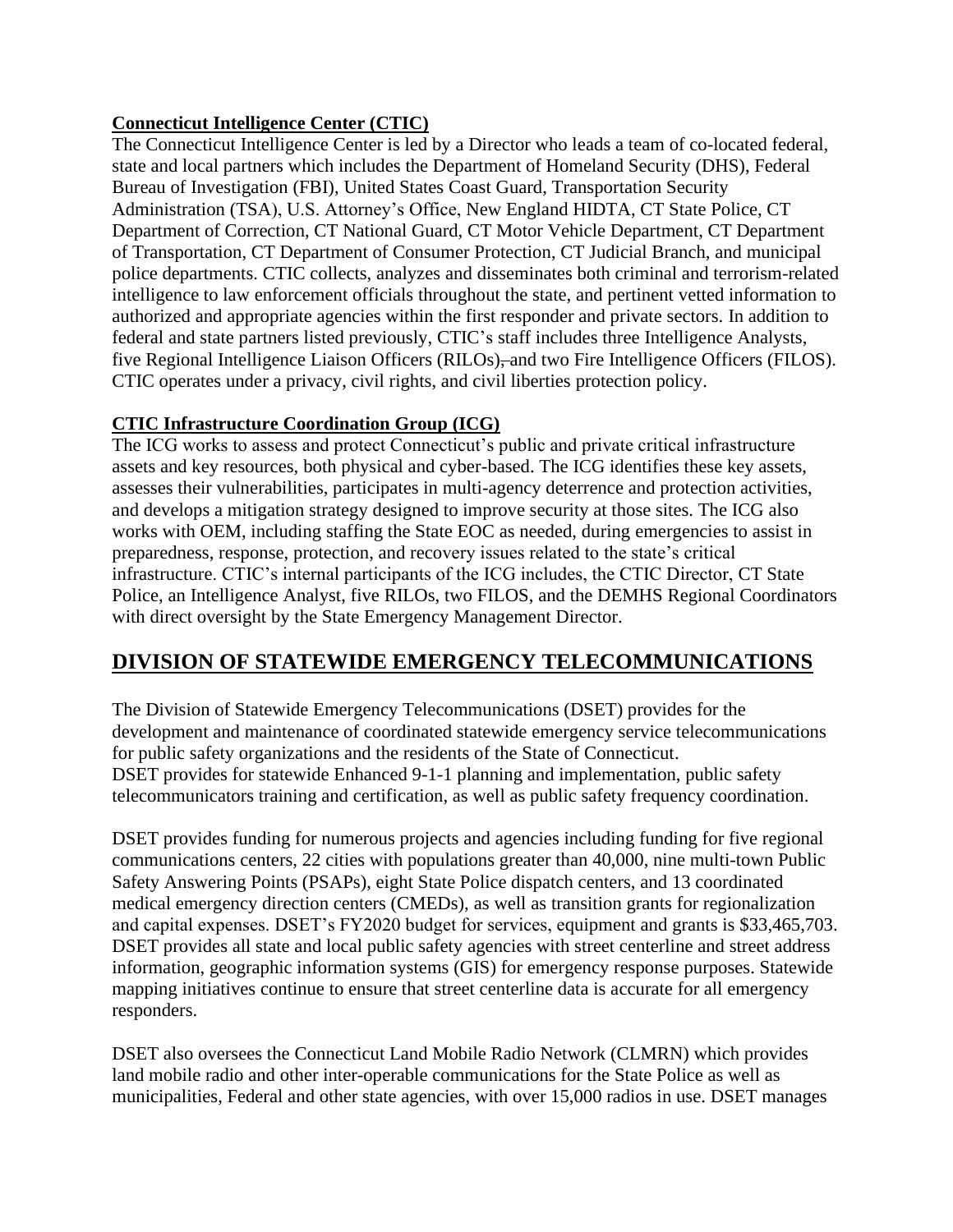**Connecticut Intelligence Center (CTIC)**

The Connecticut Intelligence Center is led by a Director who leads a team of co-located federal, state and local partners which includes the Department of Homeland Security (DHS), Federal Bureau of Investigation (FBI), United States Coast Guard, Transportation Security Administration (TSA), U.S. Attorney's Office, New England HIDTA, CT State Police, CT Department of Correction, CT National Guard, CT Motor Vehicle Department, CT Department of Transportation, CT Department of Consumer Protection, CT Judicial Branch, and municipal police departments. CTIC collects, analyzes and disseminates both criminal and terrorism-related intelligence to law enforcement officials throughout the state, and pertinent vetted information to authorized and appropriate agencies within the first responder and private sectors. In addition to federal and state partners listed previously, CTIC's staff includes three Intelligence Analysts, five Regional Intelligence Liaison Officers (RILOs), and two Fire Intelligence Officers (FILOS). CTIC operates under a privacy, civil rights, and civil liberties protection policy.

**CTIC Infrastructure Coordination Group (ICG)**

The ICG works to assess and protect Connecticut's public and private critical infrastructure assets and key resources, both physical and cyber-based. The ICG identifies these key assets, assesses their vulnerabilities, participates in multi-agency deterrence and protection activities, and develops a mitigation strategy designed to improve security at those sites. The ICG also works with OEM, including staffing the State EOC as needed, during emergencies to assist in preparedness, response, protection, and recovery issues related to the state's critical infrastructure. CTIC's internal participants of the ICG includes, the CTIC Director, CT State Police, an Intelligence Analyst, five RILOs, two FILOS, and the DEMHS Regional Coordinators with direct oversight by the State Emergency Management Director.

## DIVISION OF STATEWIDE EMERGENCY TELECOMMUNICATIONS

The Division of Statewide Emergency Telecommunications (DSET) provides for the development and maintenance of coordinated statewide emergency service telecommunications for public safety organizations and the residents of the State of Connecticut.
DSET provides for statewide Enhanced 9-1-1 planning and implementation, public safety telecommunicators training and certification, as well as public safety frequency coordination.

DSET provides funding for numerous projects and agencies including funding for five regional communications centers, 22 cities with populations greater than 40,000, nine multi-town Public Safety Answering Points (PSAPs), eight State Police dispatch centers, and 13 coordinated medical emergency direction centers (CMEDs), as well as transition grants for regionalization and capital expenses. DSET's FY2020 budget for services, equipment and grants is $33,465,703. DSET provides all state and local public safety agencies with street centerline and street address information, geographic information systems (GIS) for emergency response purposes. Statewide mapping initiatives continue to ensure that street centerline data is accurate for all emergency responders.

DSET also oversees the Connecticut Land Mobile Radio Network (CLMRN) which provides land mobile radio and other inter-operable communications for the State Police as well as municipalities, Federal and other state agencies, with over 15,000 radios in use. DSET manages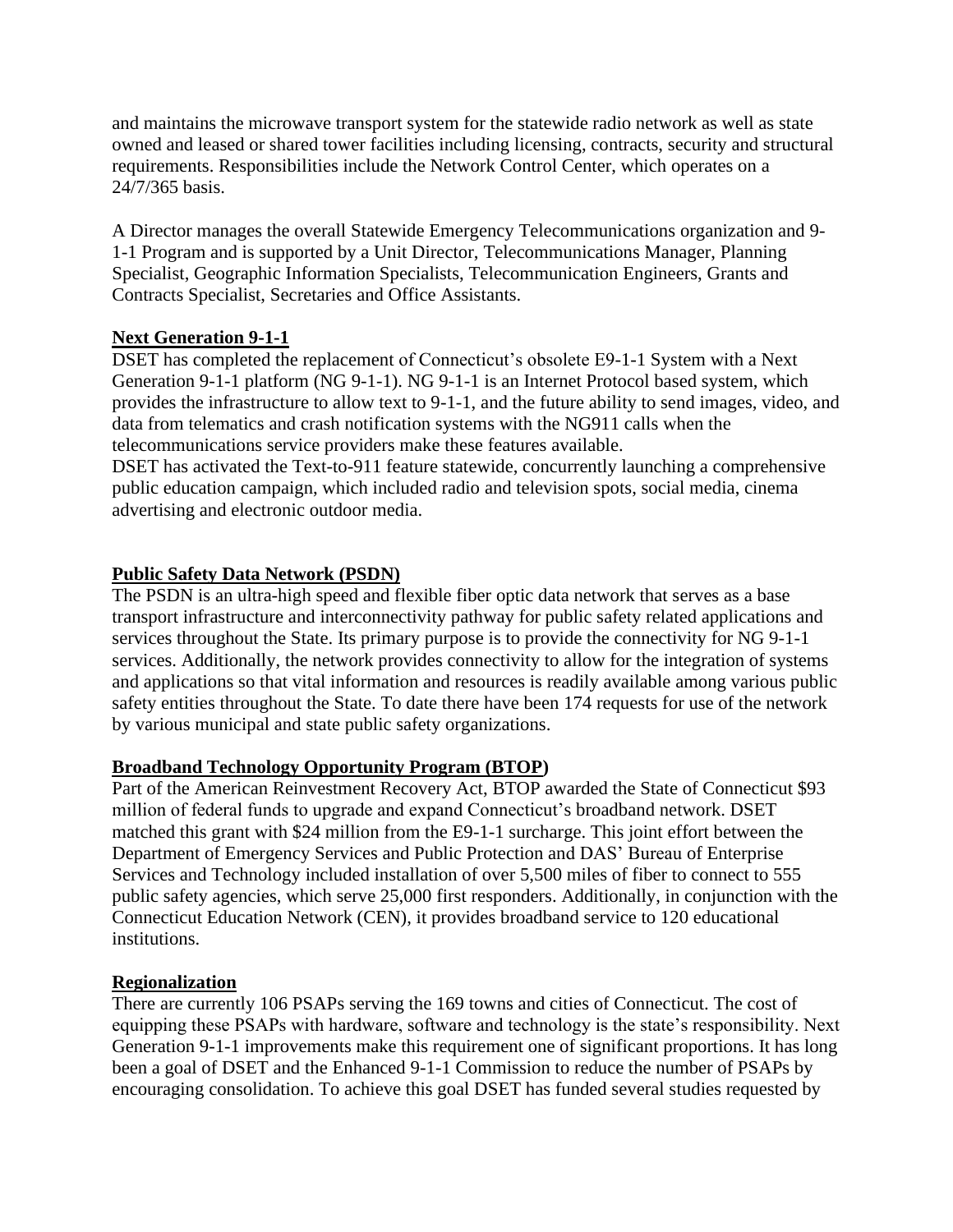and maintains the microwave transport system for the statewide radio network as well as state owned and leased or shared tower facilities including licensing, contracts, security and structural requirements. Responsibilities include the Network Control Center, which operates on a 24/7/365 basis.

A Director manages the overall Statewide Emergency Telecommunications organization and 9-1-1 Program and is supported by a Unit Director, Telecommunications Manager, Planning Specialist, Geographic Information Specialists, Telecommunication Engineers, Grants and Contracts Specialist, Secretaries and Office Assistants.

**Next Generation 9-1-1**

DSET has completed the replacement of Connecticut's obsolete E9-1-1 System with a Next Generation 9-1-1 platform (NG 9-1-1). NG 9-1-1 is an Internet Protocol based system, which provides the infrastructure to allow text to 9-1-1, and the future ability to send images, video, and data from telematics and crash notification systems with the NG911 calls when the telecommunications service providers make these features available.

DSET has activated the Text-to-911 feature statewide, concurrently launching a comprehensive public education campaign, which included radio and television spots, social media, cinema advertising and electronic outdoor media.

**Public Safety Data Network (PSDN)**

The PSDN is an ultra-high speed and flexible fiber optic data network that serves as a base transport infrastructure and interconnectivity pathway for public safety related applications and services throughout the State. Its primary purpose is to provide the connectivity for NG 9-1-1 services. Additionally, the network provides connectivity to allow for the integration of systems and applications so that vital information and resources is readily available among various public safety entities throughout the State. To date there have been 174 requests for use of the network by various municipal and state public safety organizations.

**Broadband Technology Opportunity Program (BTOP)**

Part of the American Reinvestment Recovery Act, BTOP awarded the State of Connecticut $93 million of federal funds to upgrade and expand Connecticut's broadband network. DSET matched this grant with $24 million from the E9-1-1 surcharge. This joint effort between the Department of Emergency Services and Public Protection and DAS' Bureau of Enterprise Services and Technology included installation of over 5,500 miles of fiber to connect to 555 public safety agencies, which serve 25,000 first responders. Additionally, in conjunction with the Connecticut Education Network (CEN), it provides broadband service to 120 educational institutions.

**Regionalization**

There are currently 106 PSAPs serving the 169 towns and cities of Connecticut. The cost of equipping these PSAPs with hardware, software and technology is the state's responsibility. Next Generation 9-1-1 improvements make this requirement one of significant proportions. It has long been a goal of DSET and the Enhanced 9-1-1 Commission to reduce the number of PSAPs by encouraging consolidation. To achieve this goal DSET has funded several studies requested by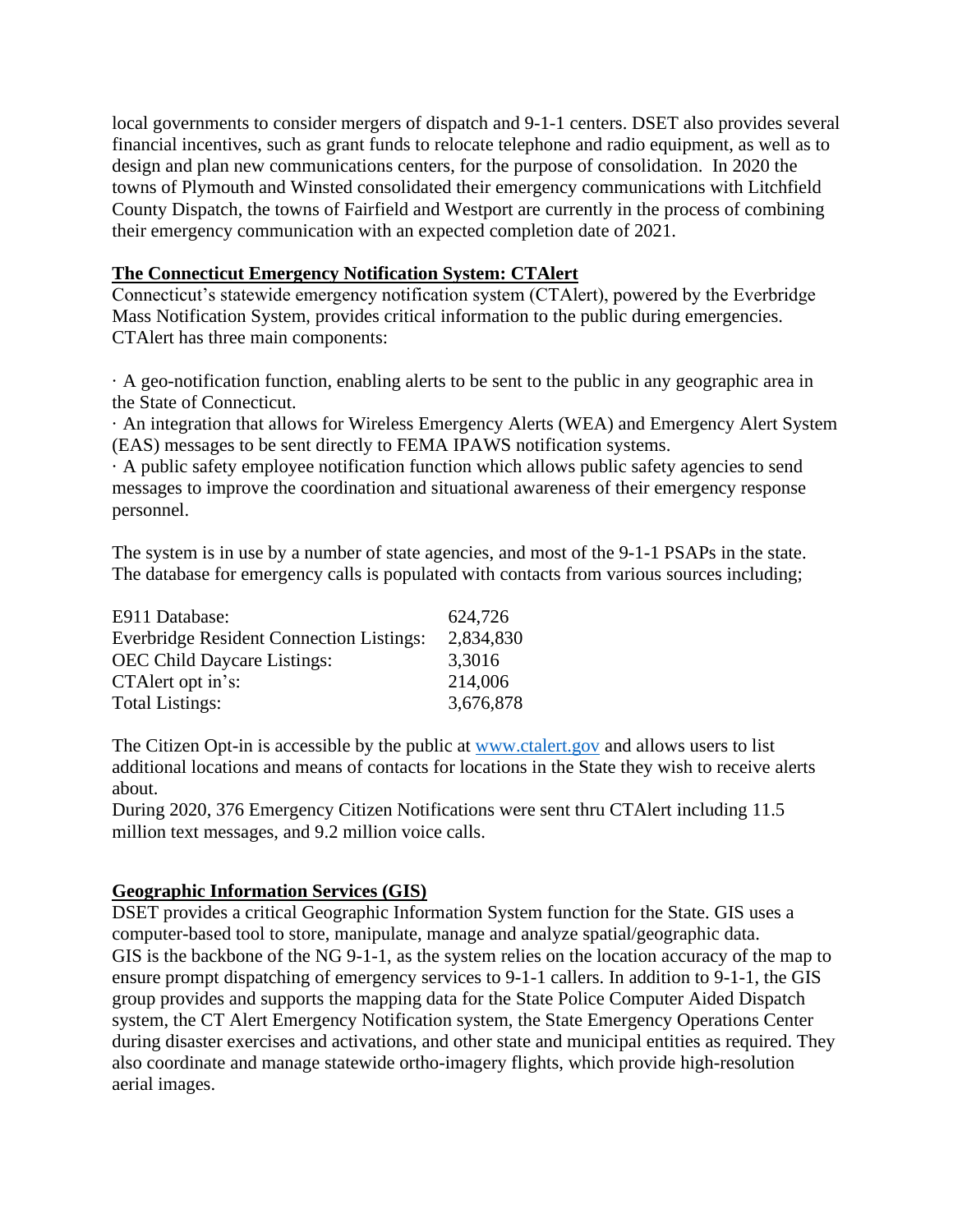local governments to consider mergers of dispatch and 9-1-1 centers. DSET also provides several financial incentives, such as grant funds to relocate telephone and radio equipment, as well as to design and plan new communications centers, for the purpose of consolidation. In 2020 the towns of Plymouth and Winsted consolidated their emergency communications with Litchfield County Dispatch, the towns of Fairfield and Westport are currently in the process of combining their emergency communication with an expected completion date of 2021.

## The Connecticut Emergency Notification System: CTAlert

Connecticut's statewide emergency notification system (CTAlert), powered by the Everbridge Mass Notification System, provides critical information to the public during emergencies. CTAlert has three main components:

· A geo-notification function, enabling alerts to be sent to the public in any geographic area in the State of Connecticut.
· An integration that allows for Wireless Emergency Alerts (WEA) and Emergency Alert System (EAS) messages to be sent directly to FEMA IPAWS notification systems.
· A public safety employee notification function which allows public safety agencies to send messages to improve the coordination and situational awareness of their emergency response personnel.

The system is in use by a number of state agencies, and most of the 9-1-1 PSAPs in the state. The database for emergency calls is populated with contacts from various sources including;

| | |
|---|---|
| E911 Database: | 624,726 |
| Everbridge Resident Connection Listings: | 2,834,830 |
| OEC Child Daycare Listings: | 3,3016 |
| CTAlert opt in's: | 214,006 |
| Total Listings: | 3,676,878 |

The Citizen Opt-in is accessible by the public at www.ctalert.gov and allows users to list additional locations and means of contacts for locations in the State they wish to receive alerts about.
During 2020, 376 Emergency Citizen Notifications were sent thru CTAlert including 11.5 million text messages, and 9.2 million voice calls.

## Geographic Information Services (GIS)

DSET provides a critical Geographic Information System function for the State. GIS uses a computer-based tool to store, manipulate, manage and analyze spatial/geographic data.
GIS is the backbone of the NG 9-1-1, as the system relies on the location accuracy of the map to ensure prompt dispatching of emergency services to 9-1-1 callers. In addition to 9-1-1, the GIS group provides and supports the mapping data for the State Police Computer Aided Dispatch system, the CT Alert Emergency Notification system, the State Emergency Operations Center during disaster exercises and activations, and other state and municipal entities as required. They also coordinate and manage statewide ortho-imagery flights, which provide high-resolution aerial images.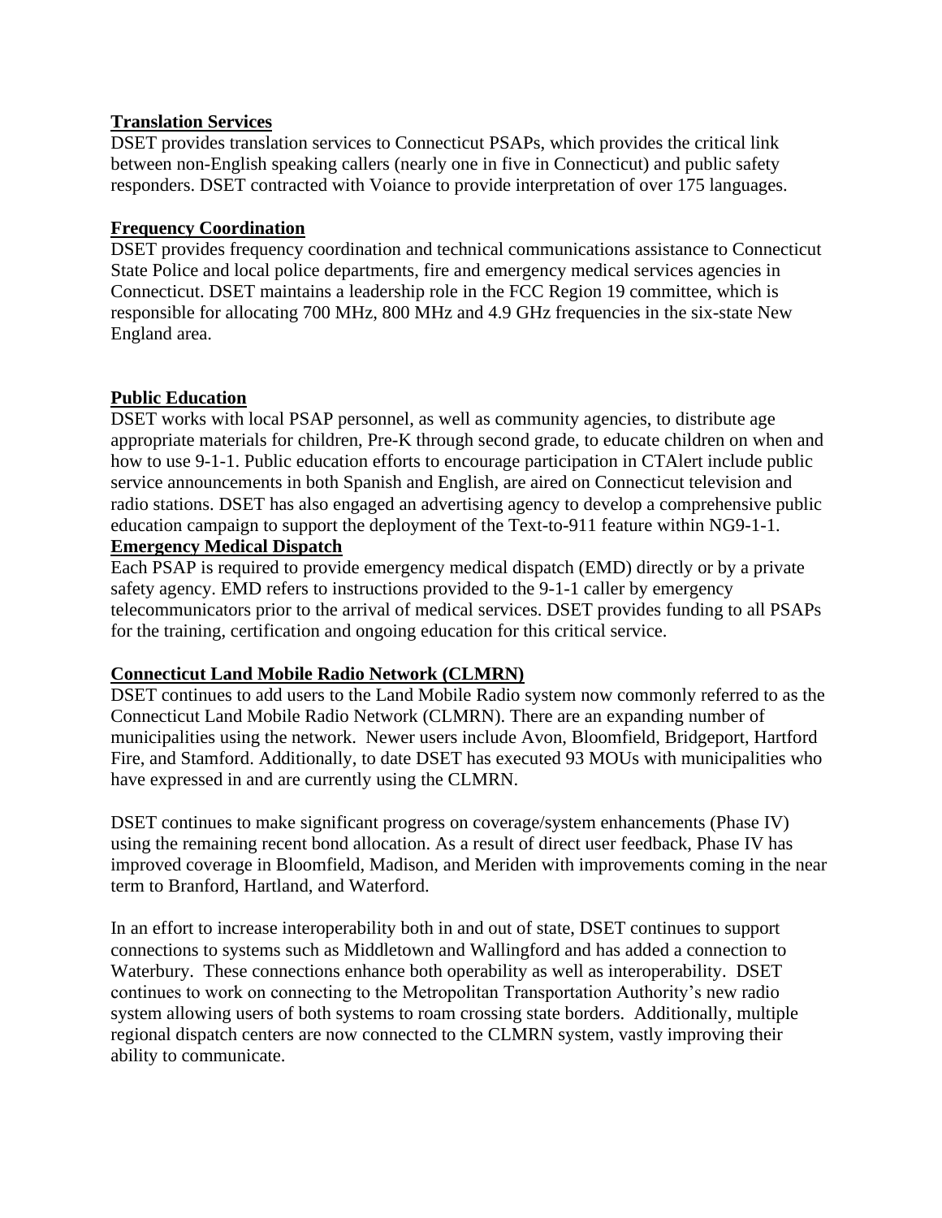**Translation Services**

DSET provides translation services to Connecticut PSAPs, which provides the critical link between non-English speaking callers (nearly one in five in Connecticut) and public safety responders. DSET contracted with Voiance to provide interpretation of over 175 languages.

**Frequency Coordination**

DSET provides frequency coordination and technical communications assistance to Connecticut State Police and local police departments, fire and emergency medical services agencies in Connecticut. DSET maintains a leadership role in the FCC Region 19 committee, which is responsible for allocating 700 MHz, 800 MHz and 4.9 GHz frequencies in the six-state New England area.

**Public Education**

DSET works with local PSAP personnel, as well as community agencies, to distribute age appropriate materials for children, Pre-K through second grade, to educate children on when and how to use 9-1-1. Public education efforts to encourage participation in CTAlert include public service announcements in both Spanish and English, are aired on Connecticut television and radio stations. DSET has also engaged an advertising agency to develop a comprehensive public education campaign to support the deployment of the Text-to-911 feature within NG9-1-1.

**Emergency Medical Dispatch**

Each PSAP is required to provide emergency medical dispatch (EMD) directly or by a private safety agency. EMD refers to instructions provided to the 9-1-1 caller by emergency telecommunicators prior to the arrival of medical services. DSET provides funding to all PSAPs for the training, certification and ongoing education for this critical service.

**Connecticut Land Mobile Radio Network (CLMRN)**

DSET continues to add users to the Land Mobile Radio system now commonly referred to as the Connecticut Land Mobile Radio Network (CLMRN). There are an expanding number of municipalities using the network. Newer users include Avon, Bloomfield, Bridgeport, Hartford Fire, and Stamford. Additionally, to date DSET has executed 93 MOUs with municipalities who have expressed in and are currently using the CLMRN.

DSET continues to make significant progress on coverage/system enhancements (Phase IV) using the remaining recent bond allocation. As a result of direct user feedback, Phase IV has improved coverage in Bloomfield, Madison, and Meriden with improvements coming in the near term to Branford, Hartland, and Waterford.

In an effort to increase interoperability both in and out of state, DSET continues to support connections to systems such as Middletown and Wallingford and has added a connection to Waterbury. These connections enhance both operability as well as interoperability. DSET continues to work on connecting to the Metropolitan Transportation Authority's new radio system allowing users of both systems to roam crossing state borders. Additionally, multiple regional dispatch centers are now connected to the CLMRN system, vastly improving their ability to communicate.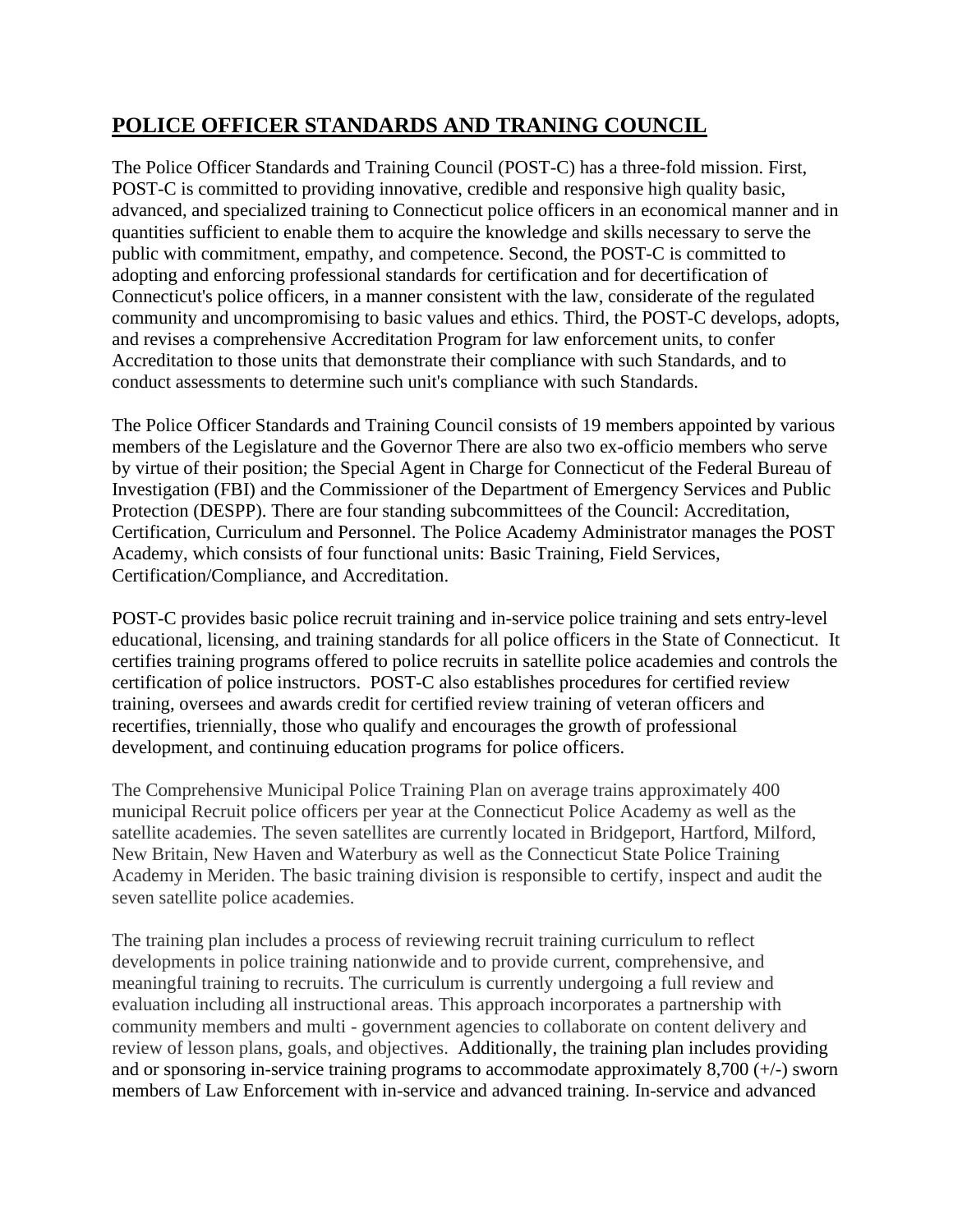## POLICE OFFICER STANDARDS AND TRANING COUNCIL

The Police Officer Standards and Training Council (POST-C) has a three-fold mission. First, POST-C is committed to providing innovative, credible and responsive high quality basic, advanced, and specialized training to Connecticut police officers in an economical manner and in quantities sufficient to enable them to acquire the knowledge and skills necessary to serve the public with commitment, empathy, and competence. Second, the POST-C is committed to adopting and enforcing professional standards for certification and for decertification of Connecticut's police officers, in a manner consistent with the law, considerate of the regulated community and uncompromising to basic values and ethics. Third, the POST-C develops, adopts, and revises a comprehensive Accreditation Program for law enforcement units, to confer Accreditation to those units that demonstrate their compliance with such Standards, and to conduct assessments to determine such unit's compliance with such Standards.

The Police Officer Standards and Training Council consists of 19 members appointed by various members of the Legislature and the Governor There are also two ex-officio members who serve by virtue of their position; the Special Agent in Charge for Connecticut of the Federal Bureau of Investigation (FBI) and the Commissioner of the Department of Emergency Services and Public Protection (DESPP). There are four standing subcommittees of the Council: Accreditation, Certification, Curriculum and Personnel. The Police Academy Administrator manages the POST Academy, which consists of four functional units: Basic Training, Field Services, Certification/Compliance, and Accreditation.

POST-C provides basic police recruit training and in-service police training and sets entry-level educational, licensing, and training standards for all police officers in the State of Connecticut. It certifies training programs offered to police recruits in satellite police academies and controls the certification of police instructors. POST-C also establishes procedures for certified review training, oversees and awards credit for certified review training of veteran officers and recertifies, triennially, those who qualify and encourages the growth of professional development, and continuing education programs for police officers.

The Comprehensive Municipal Police Training Plan on average trains approximately 400 municipal Recruit police officers per year at the Connecticut Police Academy as well as the satellite academies. The seven satellites are currently located in Bridgeport, Hartford, Milford, New Britain, New Haven and Waterbury as well as the Connecticut State Police Training Academy in Meriden. The basic training division is responsible to certify, inspect and audit the seven satellite police academies.

The training plan includes a process of reviewing recruit training curriculum to reflect developments in police training nationwide and to provide current, comprehensive, and meaningful training to recruits. The curriculum is currently undergoing a full review and evaluation including all instructional areas. This approach incorporates a partnership with community members and multi - government agencies to collaborate on content delivery and review of lesson plans, goals, and objectives. Additionally, the training plan includes providing and or sponsoring in-service training programs to accommodate approximately 8,700 (+/-) sworn members of Law Enforcement with in-service and advanced training. In-service and advanced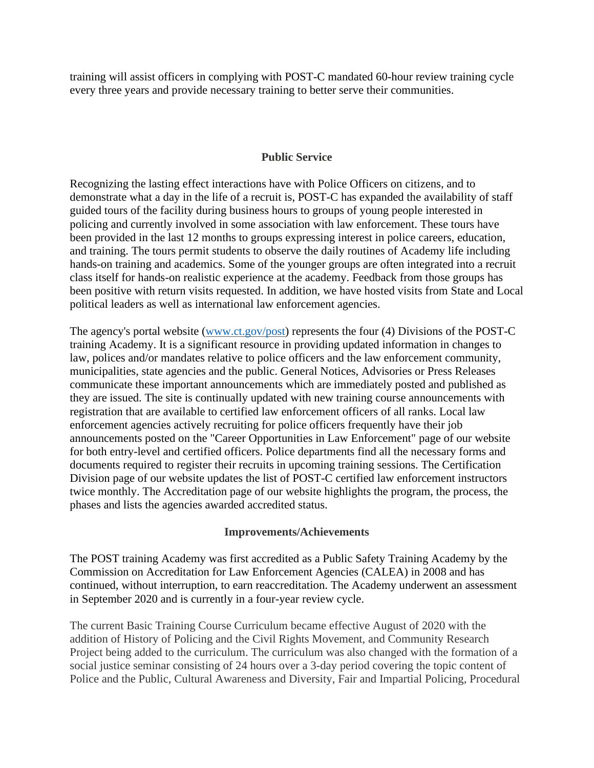training will assist officers in complying with POST-C mandated 60-hour review training cycle every three years and provide necessary training to better serve their communities.

## Public Service

Recognizing the lasting effect interactions have with Police Officers on citizens, and to demonstrate what a day in the life of a recruit is, POST-C has expanded the availability of staff guided tours of the facility during business hours to groups of young people interested in policing and currently involved in some association with law enforcement. These tours have been provided in the last 12 months to groups expressing interest in police careers, education, and training. The tours permit students to observe the daily routines of Academy life including hands-on training and academics. Some of the younger groups are often integrated into a recruit class itself for hands-on realistic experience at the academy. Feedback from those groups has been positive with return visits requested. In addition, we have hosted visits from State and Local political leaders as well as international law enforcement agencies.

The agency's portal website ([www.ct.gov/post](www.ct.gov/post)) represents the four (4) Divisions of the POST-C training Academy. It is a significant resource in providing updated information in changes to law, polices and/or mandates relative to police officers and the law enforcement community, municipalities, state agencies and the public. General Notices, Advisories or Press Releases communicate these important announcements which are immediately posted and published as they are issued. The site is continually updated with new training course announcements with registration that are available to certified law enforcement officers of all ranks. Local law enforcement agencies actively recruiting for police officers frequently have their job announcements posted on the "Career Opportunities in Law Enforcement" page of our website for both entry-level and certified officers. Police departments find all the necessary forms and documents required to register their recruits in upcoming training sessions. The Certification Division page of our website updates the list of POST-C certified law enforcement instructors twice monthly. The Accreditation page of our website highlights the program, the process, the phases and lists the agencies awarded accredited status.

## Improvements/Achievements

The POST training Academy was first accredited as a Public Safety Training Academy by the Commission on Accreditation for Law Enforcement Agencies (CALEA) in 2008 and has continued, without interruption, to earn reaccreditation. The Academy underwent an assessment in September 2020 and is currently in a four-year review cycle.

The current Basic Training Course Curriculum became effective August of 2020 with the addition of History of Policing and the Civil Rights Movement, and Community Research Project being added to the curriculum. The curriculum was also changed with the formation of a social justice seminar consisting of 24 hours over a 3-day period covering the topic content of Police and the Public, Cultural Awareness and Diversity, Fair and Impartial Policing, Procedural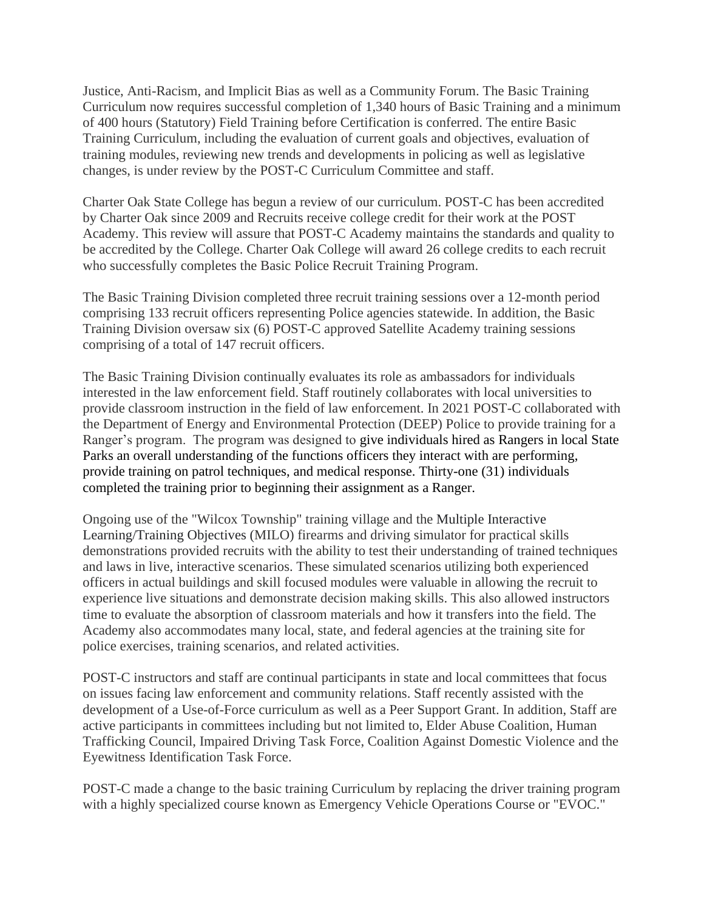Justice, Anti-Racism, and Implicit Bias as well as a Community Forum. The Basic Training Curriculum now requires successful completion of 1,340 hours of Basic Training and a minimum of 400 hours (Statutory) Field Training before Certification is conferred. The entire Basic Training Curriculum, including the evaluation of current goals and objectives, evaluation of training modules, reviewing new trends and developments in policing as well as legislative changes, is under review by the POST-C Curriculum Committee and staff.

Charter Oak State College has begun a review of our curriculum. POST-C has been accredited by Charter Oak since 2009 and Recruits receive college credit for their work at the POST Academy. This review will assure that POST-C Academy maintains the standards and quality to be accredited by the College. Charter Oak College will award 26 college credits to each recruit who successfully completes the Basic Police Recruit Training Program.

The Basic Training Division completed three recruit training sessions over a 12-month period comprising 133 recruit officers representing Police agencies statewide. In addition, the Basic Training Division oversaw six (6) POST-C approved Satellite Academy training sessions comprising of a total of 147 recruit officers.

The Basic Training Division continually evaluates its role as ambassadors for individuals interested in the law enforcement field. Staff routinely collaborates with local universities to provide classroom instruction in the field of law enforcement. In 2021 POST-C collaborated with the Department of Energy and Environmental Protection (DEEP) Police to provide training for a Ranger's program. The program was designed to give individuals hired as Rangers in local State Parks an overall understanding of the functions officers they interact with are performing, provide training on patrol techniques, and medical response. Thirty-one (31) individuals completed the training prior to beginning their assignment as a Ranger.

Ongoing use of the "Wilcox Township" training village and the Multiple Interactive Learning/Training Objectives (MILO) firearms and driving simulator for practical skills demonstrations provided recruits with the ability to test their understanding of trained techniques and laws in live, interactive scenarios. These simulated scenarios utilizing both experienced officers in actual buildings and skill focused modules were valuable in allowing the recruit to experience live situations and demonstrate decision making skills. This also allowed instructors time to evaluate the absorption of classroom materials and how it transfers into the field. The Academy also accommodates many local, state, and federal agencies at the training site for police exercises, training scenarios, and related activities.

POST-C instructors and staff are continual participants in state and local committees that focus on issues facing law enforcement and community relations. Staff recently assisted with the development of a Use-of-Force curriculum as well as a Peer Support Grant. In addition, Staff are active participants in committees including but not limited to, Elder Abuse Coalition, Human Trafficking Council, Impaired Driving Task Force, Coalition Against Domestic Violence and the Eyewitness Identification Task Force.

POST-C made a change to the basic training Curriculum by replacing the driver training program with a highly specialized course known as Emergency Vehicle Operations Course or "EVOC."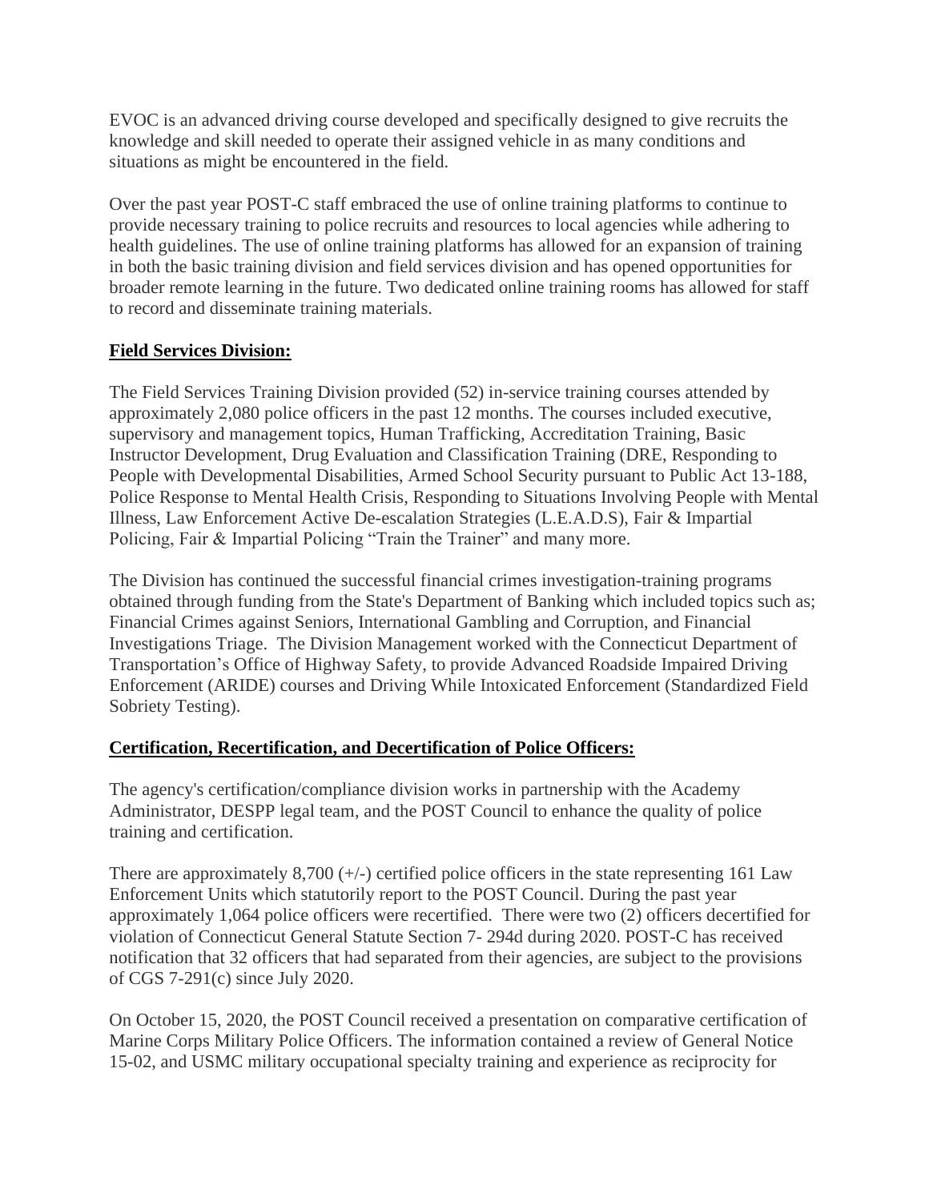EVOC is an advanced driving course developed and specifically designed to give recruits the knowledge and skill needed to operate their assigned vehicle in as many conditions and situations as might be encountered in the field.

Over the past year POST-C staff embraced the use of online training platforms to continue to provide necessary training to police recruits and resources to local agencies while adhering to health guidelines. The use of online training platforms has allowed for an expansion of training in both the basic training division and field services division and has opened opportunities for broader remote learning in the future. Two dedicated online training rooms has allowed for staff to record and disseminate training materials.

**Field Services Division:**

The Field Services Training Division provided (52) in-service training courses attended by approximately 2,080 police officers in the past 12 months. The courses included executive, supervisory and management topics, Human Trafficking, Accreditation Training, Basic Instructor Development, Drug Evaluation and Classification Training (DRE, Responding to People with Developmental Disabilities, Armed School Security pursuant to Public Act 13-188, Police Response to Mental Health Crisis, Responding to Situations Involving People with Mental Illness, Law Enforcement Active De-escalation Strategies (L.E.A.D.S), Fair & Impartial Policing, Fair & Impartial Policing "Train the Trainer" and many more.

The Division has continued the successful financial crimes investigation-training programs obtained through funding from the State's Department of Banking which included topics such as; Financial Crimes against Seniors, International Gambling and Corruption, and Financial Investigations Triage. The Division Management worked with the Connecticut Department of Transportation's Office of Highway Safety, to provide Advanced Roadside Impaired Driving Enforcement (ARIDE) courses and Driving While Intoxicated Enforcement (Standardized Field Sobriety Testing).

**Certification, Recertification, and Decertification of Police Officers:**

The agency's certification/compliance division works in partnership with the Academy Administrator, DESPP legal team, and the POST Council to enhance the quality of police training and certification.

There are approximately 8,700 (+/-) certified police officers in the state representing 161 Law Enforcement Units which statutorily report to the POST Council. During the past year approximately 1,064 police officers were recertified. There were two (2) officers decertified for violation of Connecticut General Statute Section 7- 294d during 2020. POST-C has received notification that 32 officers that had separated from their agencies, are subject to the provisions of CGS 7-291(c) since July 2020.

On October 15, 2020, the POST Council received a presentation on comparative certification of Marine Corps Military Police Officers. The information contained a review of General Notice 15-02, and USMC military occupational specialty training and experience as reciprocity for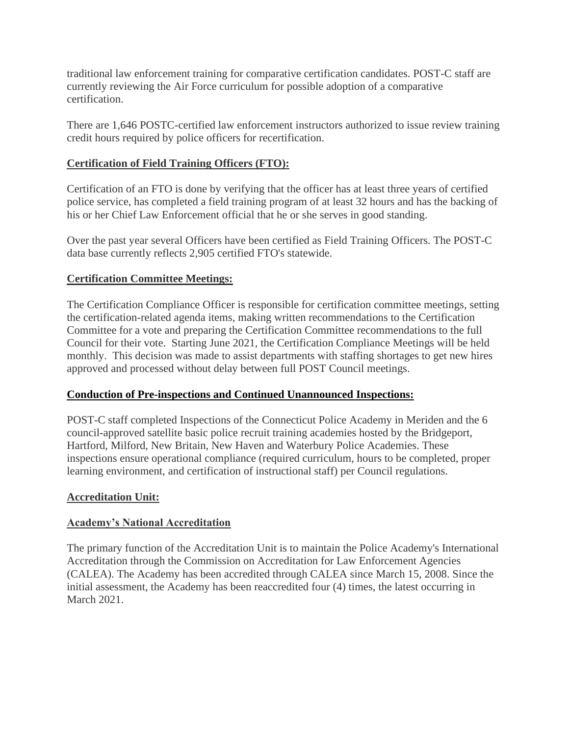traditional law enforcement training for comparative certification candidates. POST-C staff are currently reviewing the Air Force curriculum for possible adoption of a comparative certification.

There are 1,646 POSTC-certified law enforcement instructors authorized to issue review training credit hours required by police officers for recertification.

**Certification of Field Training Officers (FTO):**

Certification of an FTO is done by verifying that the officer has at least three years of certified police service, has completed a field training program of at least 32 hours and has the backing of his or her Chief Law Enforcement official that he or she serves in good standing.

Over the past year several Officers have been certified as Field Training Officers. The POST-C data base currently reflects 2,905 certified FTO's statewide.

**Certification Committee Meetings:**

The Certification Compliance Officer is responsible for certification committee meetings, setting the certification-related agenda items, making written recommendations to the Certification Committee for a vote and preparing the Certification Committee recommendations to the full Council for their vote. Starting June 2021, the Certification Compliance Meetings will be held monthly. This decision was made to assist departments with staffing shortages to get new hires approved and processed without delay between full POST Council meetings.

**Conduction of Pre-inspections and Continued Unannounced Inspections:**

POST-C staff completed Inspections of the Connecticut Police Academy in Meriden and the 6 council-approved satellite basic police recruit training academies hosted by the Bridgeport, Hartford, Milford, New Britain, New Haven and Waterbury Police Academies. These inspections ensure operational compliance (required curriculum, hours to be completed, proper learning environment, and certification of instructional staff) per Council regulations.

**Accreditation Unit:**

**Academy's National Accreditation**

The primary function of the Accreditation Unit is to maintain the Police Academy's International Accreditation through the Commission on Accreditation for Law Enforcement Agencies (CALEA). The Academy has been accredited through CALEA since March 15, 2008. Since the initial assessment, the Academy has been reaccredited four (4) times, the latest occurring in March 2021.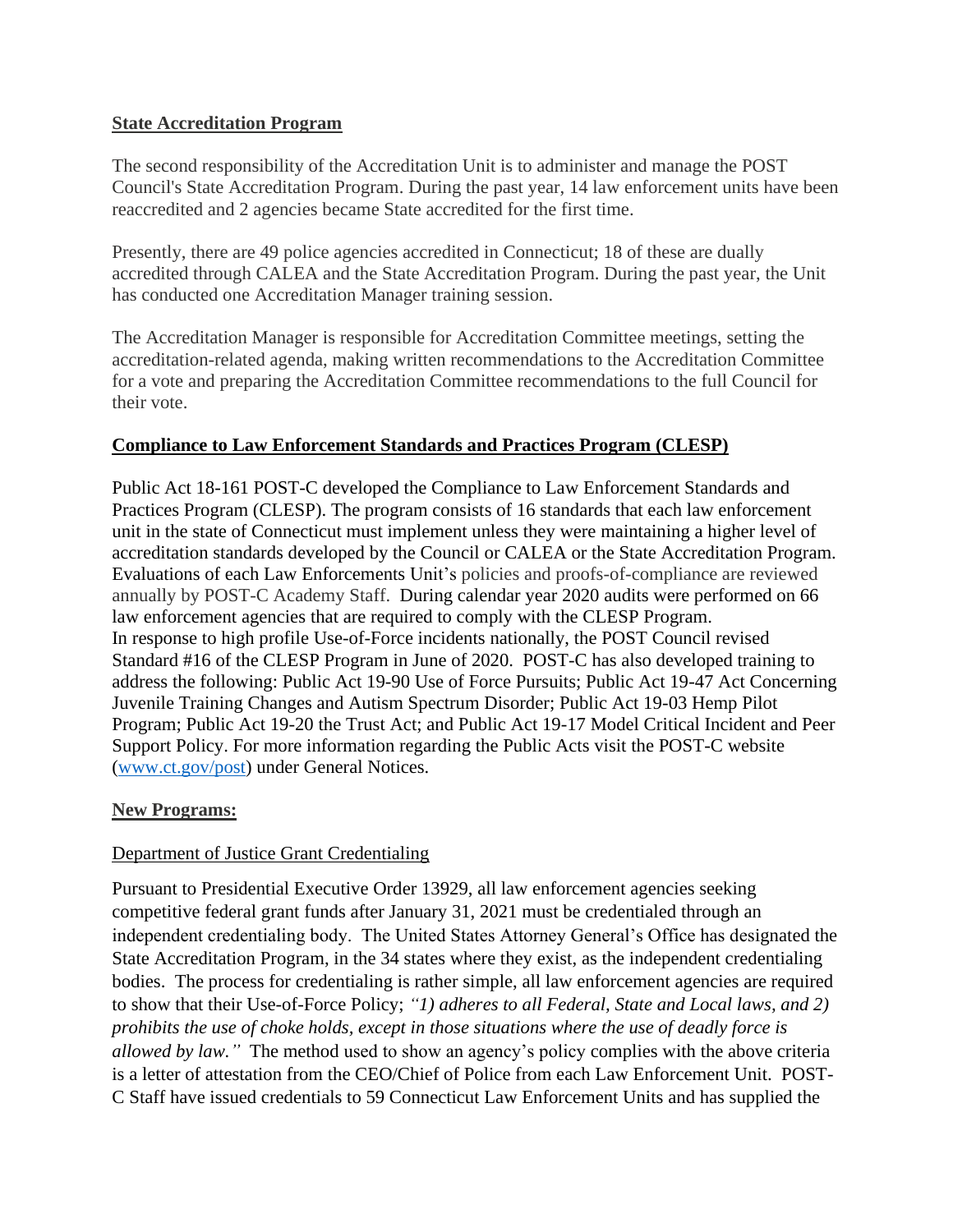**State Accreditation Program**

The second responsibility of the Accreditation Unit is to administer and manage the POST Council's State Accreditation Program. During the past year, 14 law enforcement units have been reaccredited and 2 agencies became State accredited for the first time.

Presently, there are 49 police agencies accredited in Connecticut; 18 of these are dually accredited through CALEA and the State Accreditation Program. During the past year, the Unit has conducted one Accreditation Manager training session.

The Accreditation Manager is responsible for Accreditation Committee meetings, setting the accreditation-related agenda, making written recommendations to the Accreditation Committee for a vote and preparing the Accreditation Committee recommendations to the full Council for their vote.

**Compliance to Law Enforcement Standards and Practices Program (CLESP)**

Public Act 18-161 POST-C developed the Compliance to Law Enforcement Standards and Practices Program (CLESP). The program consists of 16 standards that each law enforcement unit in the state of Connecticut must implement unless they were maintaining a higher level of accreditation standards developed by the Council or CALEA or the State Accreditation Program. Evaluations of each Law Enforcements Unit's policies and proofs-of-compliance are reviewed annually by POST-C Academy Staff. During calendar year 2020 audits were performed on 66 law enforcement agencies that are required to comply with the CLESP Program.
In response to high profile Use-of-Force incidents nationally, the POST Council revised Standard #16 of the CLESP Program in June of 2020. POST-C has also developed training to address the following: Public Act 19-90 Use of Force Pursuits; Public Act 19-47 Act Concerning Juvenile Training Changes and Autism Spectrum Disorder; Public Act 19-03 Hemp Pilot Program; Public Act 19-20 the Trust Act; and Public Act 19-17 Model Critical Incident and Peer Support Policy. For more information regarding the Public Acts visit the POST-C website ([www.ct.gov/post](www.ct.gov/post)) under General Notices.

**New Programs:**

Department of Justice Grant Credentialing

Pursuant to Presidential Executive Order 13929, all law enforcement agencies seeking competitive federal grant funds after January 31, 2021 must be credentialed through an independent credentialing body. The United States Attorney General's Office has designated the State Accreditation Program, in the 34 states where they exist, as the independent credentialing bodies. The process for credentialing is rather simple, all law enforcement agencies are required to show that their Use-of-Force Policy; *"1) adheres to all Federal, State and Local laws, and 2) prohibits the use of choke holds, except in those situations where the use of deadly force is allowed by law."* The method used to show an agency's policy complies with the above criteria is a letter of attestation from the CEO/Chief of Police from each Law Enforcement Unit. POST-C Staff have issued credentials to 59 Connecticut Law Enforcement Units and has supplied the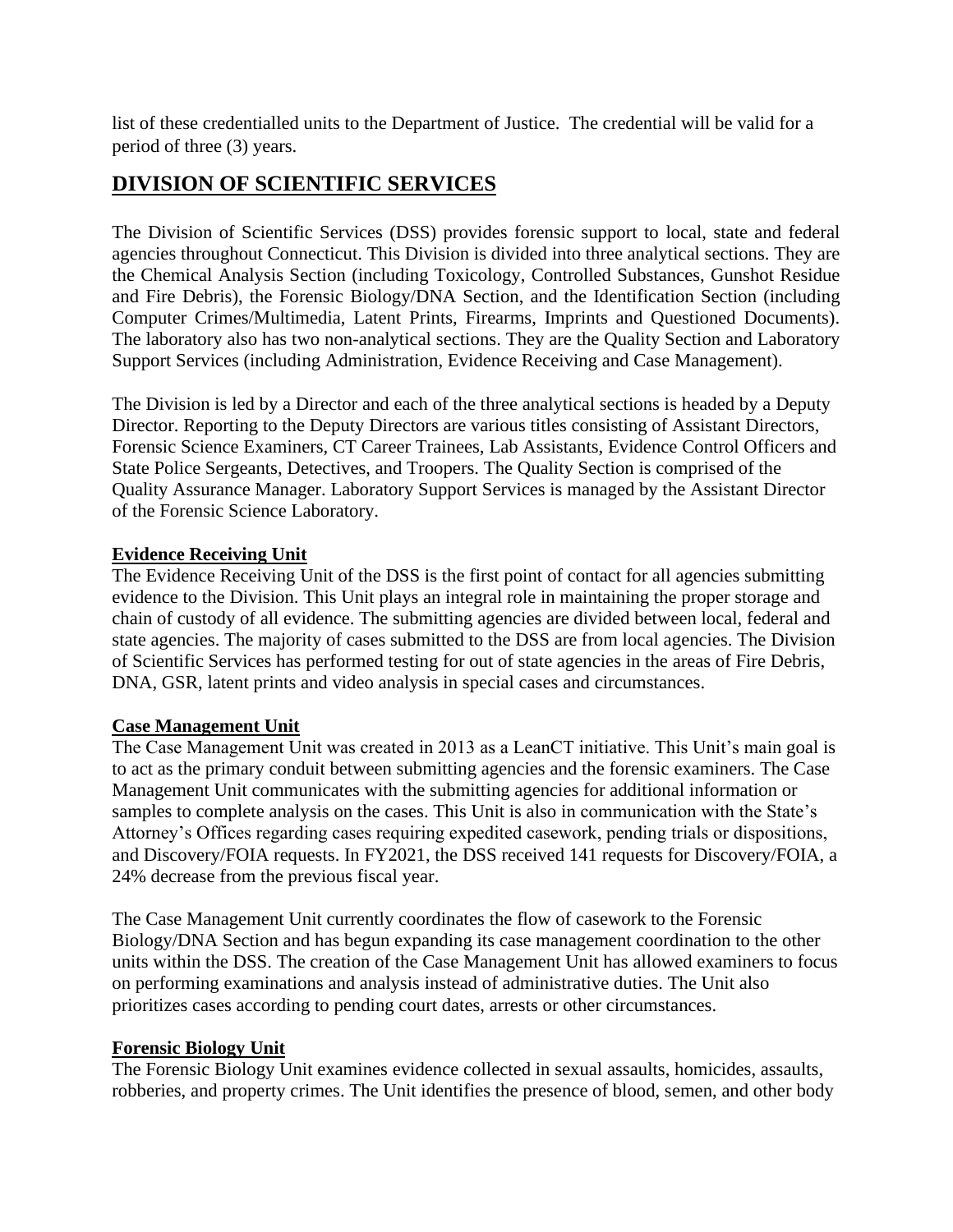list of these credentialled units to the Department of Justice. The credential will be valid for a period of three (3) years.

## DIVISION OF SCIENTIFIC SERVICES

The Division of Scientific Services (DSS) provides forensic support to local, state and federal agencies throughout Connecticut. This Division is divided into three analytical sections. They are the Chemical Analysis Section (including Toxicology, Controlled Substances, Gunshot Residue and Fire Debris), the Forensic Biology/DNA Section, and the Identification Section (including Computer Crimes/Multimedia, Latent Prints, Firearms, Imprints and Questioned Documents). The laboratory also has two non-analytical sections. They are the Quality Section and Laboratory Support Services (including Administration, Evidence Receiving and Case Management).

The Division is led by a Director and each of the three analytical sections is headed by a Deputy Director. Reporting to the Deputy Directors are various titles consisting of Assistant Directors, Forensic Science Examiners, CT Career Trainees, Lab Assistants, Evidence Control Officers and State Police Sergeants, Detectives, and Troopers. The Quality Section is comprised of the Quality Assurance Manager. Laboratory Support Services is managed by the Assistant Director of the Forensic Science Laboratory.

### Evidence Receiving Unit

The Evidence Receiving Unit of the DSS is the first point of contact for all agencies submitting evidence to the Division. This Unit plays an integral role in maintaining the proper storage and chain of custody of all evidence. The submitting agencies are divided between local, federal and state agencies. The majority of cases submitted to the DSS are from local agencies. The Division of Scientific Services has performed testing for out of state agencies in the areas of Fire Debris, DNA, GSR, latent prints and video analysis in special cases and circumstances.

### Case Management Unit

The Case Management Unit was created in 2013 as a LeanCT initiative. This Unit's main goal is to act as the primary conduit between submitting agencies and the forensic examiners. The Case Management Unit communicates with the submitting agencies for additional information or samples to complete analysis on the cases. This Unit is also in communication with the State's Attorney's Offices regarding cases requiring expedited casework, pending trials or dispositions, and Discovery/FOIA requests. In FY2021, the DSS received 141 requests for Discovery/FOIA, a 24% decrease from the previous fiscal year.

The Case Management Unit currently coordinates the flow of casework to the Forensic Biology/DNA Section and has begun expanding its case management coordination to the other units within the DSS. The creation of the Case Management Unit has allowed examiners to focus on performing examinations and analysis instead of administrative duties. The Unit also prioritizes cases according to pending court dates, arrests or other circumstances.

### Forensic Biology Unit

The Forensic Biology Unit examines evidence collected in sexual assaults, homicides, assaults, robberies, and property crimes. The Unit identifies the presence of blood, semen, and other body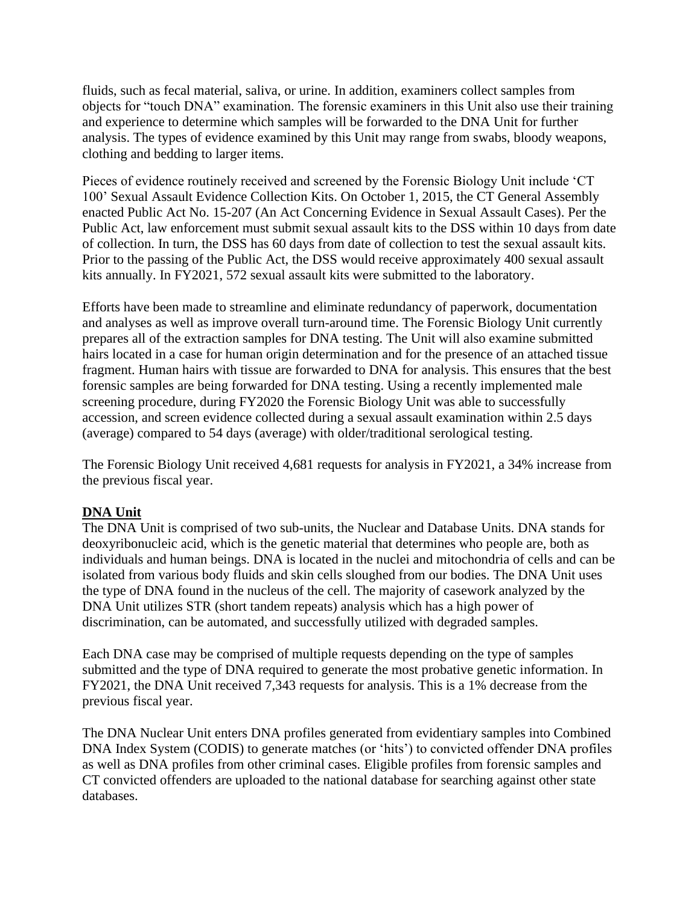fluids, such as fecal material, saliva, or urine. In addition, examiners collect samples from objects for "touch DNA" examination. The forensic examiners in this Unit also use their training and experience to determine which samples will be forwarded to the DNA Unit for further analysis. The types of evidence examined by this Unit may range from swabs, bloody weapons, clothing and bedding to larger items.

Pieces of evidence routinely received and screened by the Forensic Biology Unit include 'CT 100' Sexual Assault Evidence Collection Kits. On October 1, 2015, the CT General Assembly enacted Public Act No. 15-207 (An Act Concerning Evidence in Sexual Assault Cases). Per the Public Act, law enforcement must submit sexual assault kits to the DSS within 10 days from date of collection. In turn, the DSS has 60 days from date of collection to test the sexual assault kits. Prior to the passing of the Public Act, the DSS would receive approximately 400 sexual assault kits annually. In FY2021, 572 sexual assault kits were submitted to the laboratory.

Efforts have been made to streamline and eliminate redundancy of paperwork, documentation and analyses as well as improve overall turn-around time. The Forensic Biology Unit currently prepares all of the extraction samples for DNA testing. The Unit will also examine submitted hairs located in a case for human origin determination and for the presence of an attached tissue fragment. Human hairs with tissue are forwarded to DNA for analysis. This ensures that the best forensic samples are being forwarded for DNA testing. Using a recently implemented male screening procedure, during FY2020 the Forensic Biology Unit was able to successfully accession, and screen evidence collected during a sexual assault examination within 2.5 days (average) compared to 54 days (average) with older/traditional serological testing.

The Forensic Biology Unit received 4,681 requests for analysis in FY2021, a 34% increase from the previous fiscal year.

**DNA Unit**

The DNA Unit is comprised of two sub-units, the Nuclear and Database Units. DNA stands for deoxyribonucleic acid, which is the genetic material that determines who people are, both as individuals and human beings. DNA is located in the nuclei and mitochondria of cells and can be isolated from various body fluids and skin cells sloughed from our bodies. The DNA Unit uses the type of DNA found in the nucleus of the cell. The majority of casework analyzed by the DNA Unit utilizes STR (short tandem repeats) analysis which has a high power of discrimination, can be automated, and successfully utilized with degraded samples.

Each DNA case may be comprised of multiple requests depending on the type of samples submitted and the type of DNA required to generate the most probative genetic information. In FY2021, the DNA Unit received 7,343 requests for analysis. This is a 1% decrease from the previous fiscal year.

The DNA Nuclear Unit enters DNA profiles generated from evidentiary samples into Combined DNA Index System (CODIS) to generate matches (or 'hits') to convicted offender DNA profiles as well as DNA profiles from other criminal cases. Eligible profiles from forensic samples and CT convicted offenders are uploaded to the national database for searching against other state databases.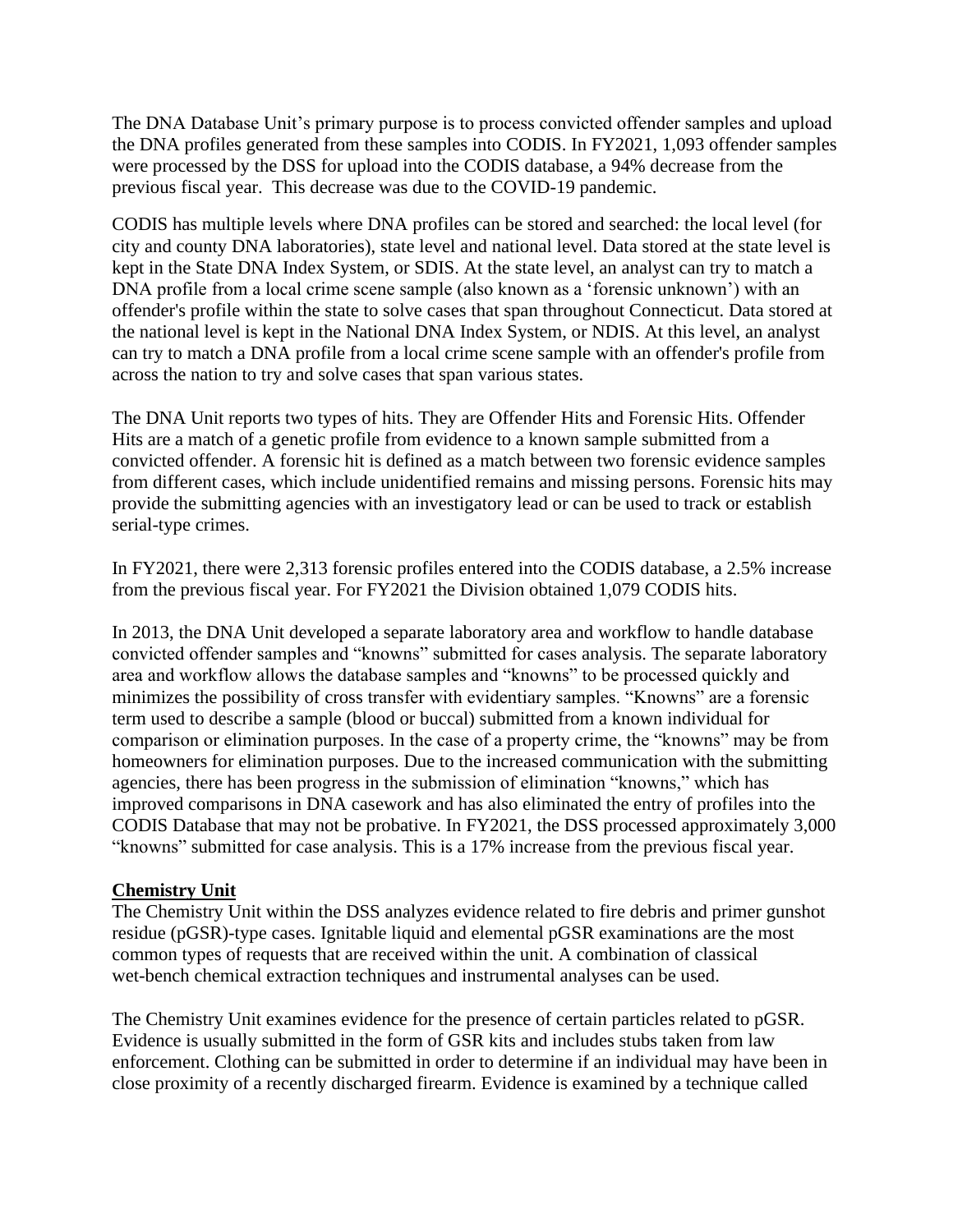The DNA Database Unit's primary purpose is to process convicted offender samples and upload the DNA profiles generated from these samples into CODIS. In FY2021, 1,093 offender samples were processed by the DSS for upload into the CODIS database, a 94% decrease from the previous fiscal year. This decrease was due to the COVID-19 pandemic.

CODIS has multiple levels where DNA profiles can be stored and searched: the local level (for city and county DNA laboratories), state level and national level. Data stored at the state level is kept in the State DNA Index System, or SDIS. At the state level, an analyst can try to match a DNA profile from a local crime scene sample (also known as a 'forensic unknown') with an offender's profile within the state to solve cases that span throughout Connecticut. Data stored at the national level is kept in the National DNA Index System, or NDIS. At this level, an analyst can try to match a DNA profile from a local crime scene sample with an offender's profile from across the nation to try and solve cases that span various states.

The DNA Unit reports two types of hits. They are Offender Hits and Forensic Hits. Offender Hits are a match of a genetic profile from evidence to a known sample submitted from a convicted offender. A forensic hit is defined as a match between two forensic evidence samples from different cases, which include unidentified remains and missing persons. Forensic hits may provide the submitting agencies with an investigatory lead or can be used to track or establish serial-type crimes.

In FY2021, there were 2,313 forensic profiles entered into the CODIS database, a 2.5% increase from the previous fiscal year. For FY2021 the Division obtained 1,079 CODIS hits.

In 2013, the DNA Unit developed a separate laboratory area and workflow to handle database convicted offender samples and "knowns" submitted for cases analysis. The separate laboratory area and workflow allows the database samples and "knowns" to be processed quickly and minimizes the possibility of cross transfer with evidentiary samples. "Knowns" are a forensic term used to describe a sample (blood or buccal) submitted from a known individual for comparison or elimination purposes. In the case of a property crime, the "knowns" may be from homeowners for elimination purposes. Due to the increased communication with the submitting agencies, there has been progress in the submission of elimination "knowns," which has improved comparisons in DNA casework and has also eliminated the entry of profiles into the CODIS Database that may not be probative. In FY2021, the DSS processed approximately 3,000 "knowns" submitted for case analysis. This is a 17% increase from the previous fiscal year.

## Chemistry Unit

The Chemistry Unit within the DSS analyzes evidence related to fire debris and primer gunshot residue (pGSR)-type cases. Ignitable liquid and elemental pGSR examinations are the most common types of requests that are received within the unit. A combination of classical wet-bench chemical extraction techniques and instrumental analyses can be used.

The Chemistry Unit examines evidence for the presence of certain particles related to pGSR. Evidence is usually submitted in the form of GSR kits and includes stubs taken from law enforcement. Clothing can be submitted in order to determine if an individual may have been in close proximity of a recently discharged firearm. Evidence is examined by a technique called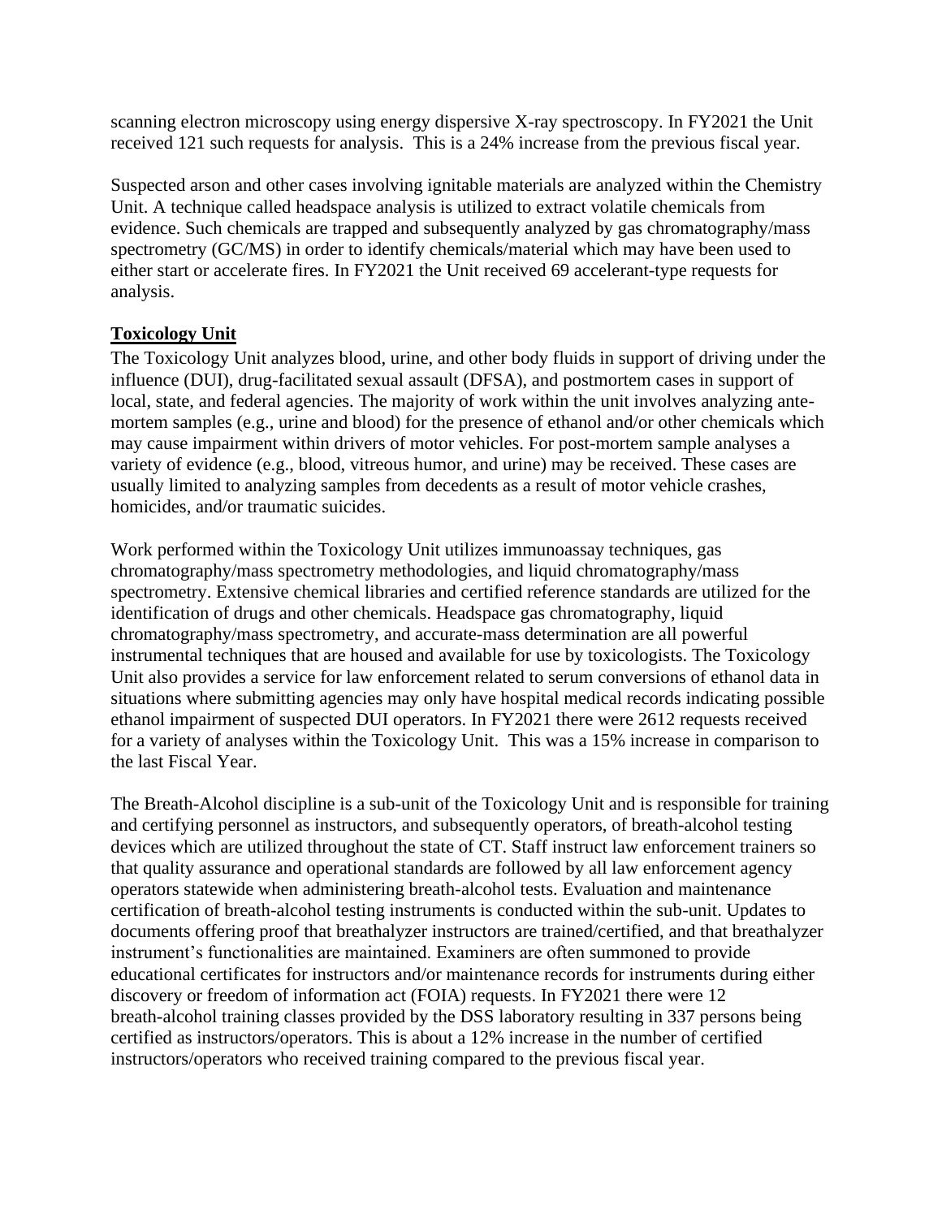scanning electron microscopy using energy dispersive X-ray spectroscopy. In FY2021 the Unit received 121 such requests for analysis. This is a 24% increase from the previous fiscal year.

Suspected arson and other cases involving ignitable materials are analyzed within the Chemistry Unit. A technique called headspace analysis is utilized to extract volatile chemicals from evidence. Such chemicals are trapped and subsequently analyzed by gas chromatography/mass spectrometry (GC/MS) in order to identify chemicals/material which may have been used to either start or accelerate fires. In FY2021 the Unit received 69 accelerant-type requests for analysis.

**Toxicology Unit**

The Toxicology Unit analyzes blood, urine, and other body fluids in support of driving under the influence (DUI), drug-facilitated sexual assault (DFSA), and postmortem cases in support of local, state, and federal agencies. The majority of work within the unit involves analyzing ante-mortem samples (e.g., urine and blood) for the presence of ethanol and/or other chemicals which may cause impairment within drivers of motor vehicles. For post-mortem sample analyses a variety of evidence (e.g., blood, vitreous humor, and urine) may be received. These cases are usually limited to analyzing samples from decedents as a result of motor vehicle crashes, homicides, and/or traumatic suicides.

Work performed within the Toxicology Unit utilizes immunoassay techniques, gas chromatography/mass spectrometry methodologies, and liquid chromatography/mass spectrometry. Extensive chemical libraries and certified reference standards are utilized for the identification of drugs and other chemicals. Headspace gas chromatography, liquid chromatography/mass spectrometry, and accurate-mass determination are all powerful instrumental techniques that are housed and available for use by toxicologists. The Toxicology Unit also provides a service for law enforcement related to serum conversions of ethanol data in situations where submitting agencies may only have hospital medical records indicating possible ethanol impairment of suspected DUI operators. In FY2021 there were 2612 requests received for a variety of analyses within the Toxicology Unit. This was a 15% increase in comparison to the last Fiscal Year.

The Breath-Alcohol discipline is a sub-unit of the Toxicology Unit and is responsible for training and certifying personnel as instructors, and subsequently operators, of breath-alcohol testing devices which are utilized throughout the state of CT. Staff instruct law enforcement trainers so that quality assurance and operational standards are followed by all law enforcement agency operators statewide when administering breath-alcohol tests. Evaluation and maintenance certification of breath-alcohol testing instruments is conducted within the sub-unit. Updates to documents offering proof that breathalyzer instructors are trained/certified, and that breathalyzer instrument's functionalities are maintained. Examiners are often summoned to provide educational certificates for instructors and/or maintenance records for instruments during either discovery or freedom of information act (FOIA) requests. In FY2021 there were 12 breath-alcohol training classes provided by the DSS laboratory resulting in 337 persons being certified as instructors/operators. This is about a 12% increase in the number of certified instructors/operators who received training compared to the previous fiscal year.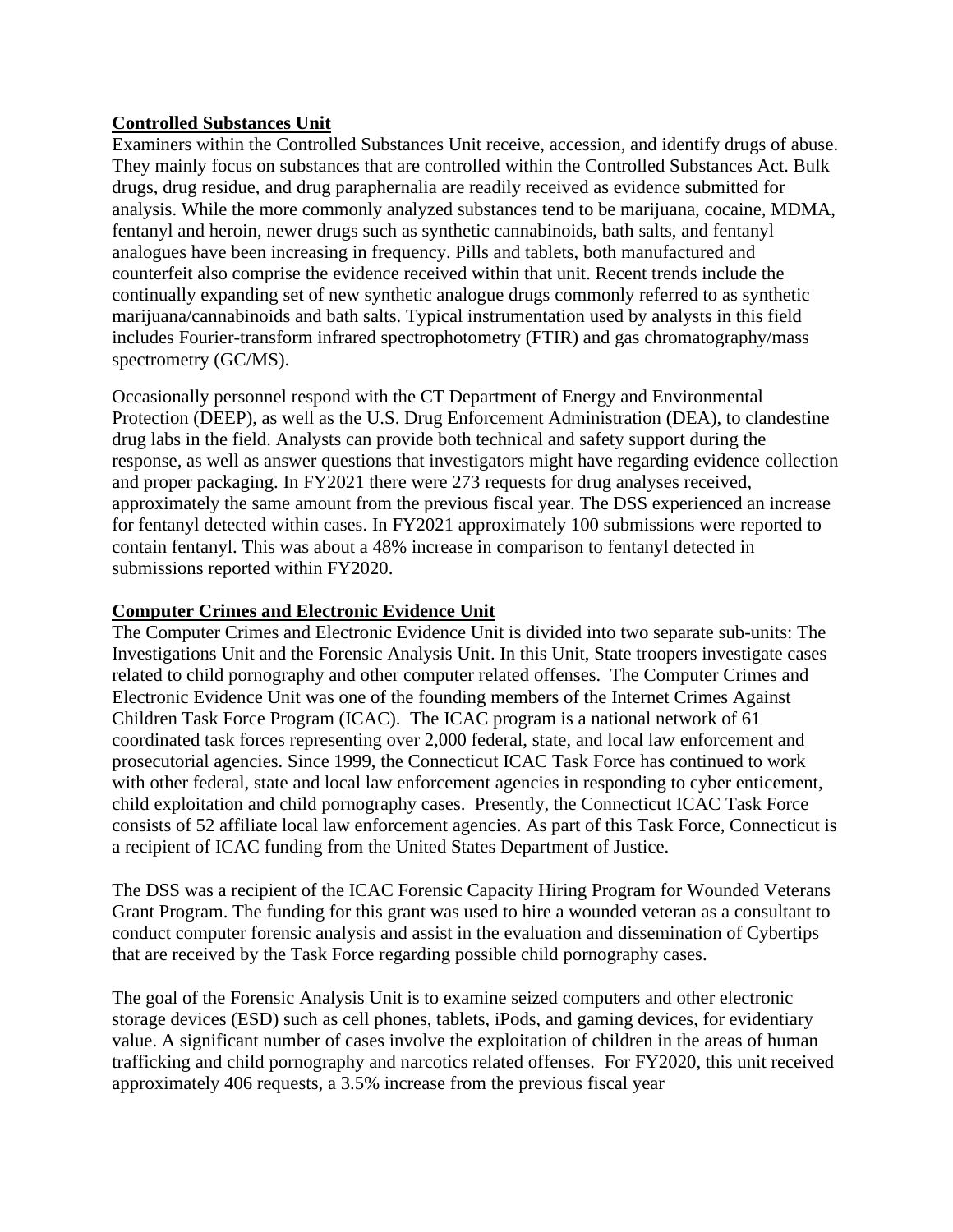**Controlled Substances Unit**

Examiners within the Controlled Substances Unit receive, accession, and identify drugs of abuse. They mainly focus on substances that are controlled within the Controlled Substances Act. Bulk drugs, drug residue, and drug paraphernalia are readily received as evidence submitted for analysis. While the more commonly analyzed substances tend to be marijuana, cocaine, MDMA, fentanyl and heroin, newer drugs such as synthetic cannabinoids, bath salts, and fentanyl analogues have been increasing in frequency. Pills and tablets, both manufactured and counterfeit also comprise the evidence received within that unit. Recent trends include the continually expanding set of new synthetic analogue drugs commonly referred to as synthetic marijuana/cannabinoids and bath salts. Typical instrumentation used by analysts in this field includes Fourier-transform infrared spectrophotometry (FTIR) and gas chromatography/mass spectrometry (GC/MS).

Occasionally personnel respond with the CT Department of Energy and Environmental Protection (DEEP), as well as the U.S. Drug Enforcement Administration (DEA), to clandestine drug labs in the field. Analysts can provide both technical and safety support during the response, as well as answer questions that investigators might have regarding evidence collection and proper packaging. In FY2021 there were 273 requests for drug analyses received, approximately the same amount from the previous fiscal year. The DSS experienced an increase for fentanyl detected within cases. In FY2021 approximately 100 submissions were reported to contain fentanyl. This was about a 48% increase in comparison to fentanyl detected in submissions reported within FY2020.

**Computer Crimes and Electronic Evidence Unit**

The Computer Crimes and Electronic Evidence Unit is divided into two separate sub-units: The Investigations Unit and the Forensic Analysis Unit. In this Unit, State troopers investigate cases related to child pornography and other computer related offenses. The Computer Crimes and Electronic Evidence Unit was one of the founding members of the Internet Crimes Against Children Task Force Program (ICAC). The ICAC program is a national network of 61 coordinated task forces representing over 2,000 federal, state, and local law enforcement and prosecutorial agencies. Since 1999, the Connecticut ICAC Task Force has continued to work with other federal, state and local law enforcement agencies in responding to cyber enticement, child exploitation and child pornography cases. Presently, the Connecticut ICAC Task Force consists of 52 affiliate local law enforcement agencies. As part of this Task Force, Connecticut is a recipient of ICAC funding from the United States Department of Justice.

The DSS was a recipient of the ICAC Forensic Capacity Hiring Program for Wounded Veterans Grant Program. The funding for this grant was used to hire a wounded veteran as a consultant to conduct computer forensic analysis and assist in the evaluation and dissemination of Cybertips that are received by the Task Force regarding possible child pornography cases.

The goal of the Forensic Analysis Unit is to examine seized computers and other electronic storage devices (ESD) such as cell phones, tablets, iPods, and gaming devices, for evidentiary value. A significant number of cases involve the exploitation of children in the areas of human trafficking and child pornography and narcotics related offenses. For FY2020, this unit received approximately 406 requests, a 3.5% increase from the previous fiscal year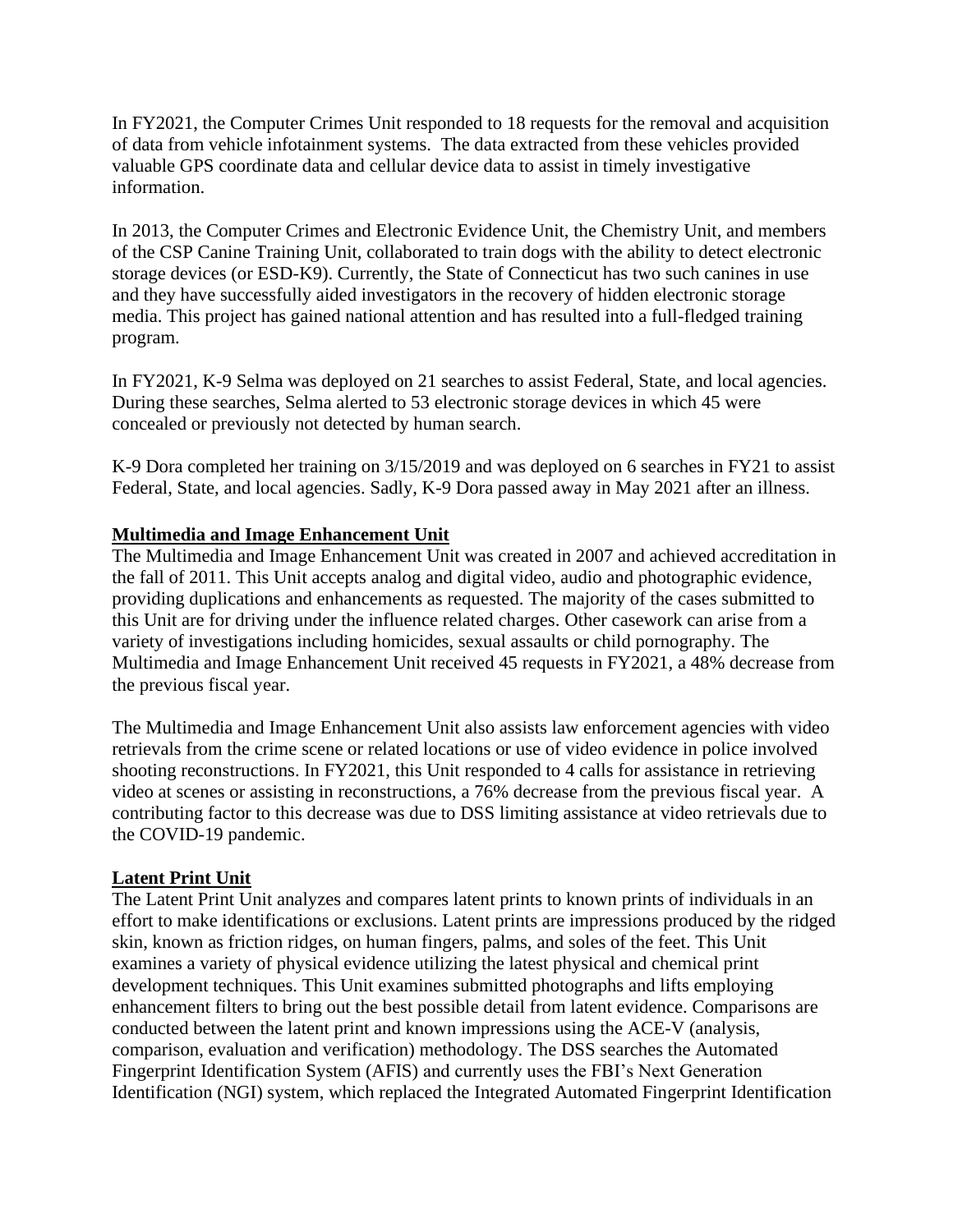In FY2021, the Computer Crimes Unit responded to 18 requests for the removal and acquisition of data from vehicle infotainment systems. The data extracted from these vehicles provided valuable GPS coordinate data and cellular device data to assist in timely investigative information.

In 2013, the Computer Crimes and Electronic Evidence Unit, the Chemistry Unit, and members of the CSP Canine Training Unit, collaborated to train dogs with the ability to detect electronic storage devices (or ESD-K9). Currently, the State of Connecticut has two such canines in use and they have successfully aided investigators in the recovery of hidden electronic storage media. This project has gained national attention and has resulted into a full-fledged training program.

In FY2021, K-9 Selma was deployed on 21 searches to assist Federal, State, and local agencies. During these searches, Selma alerted to 53 electronic storage devices in which 45 were concealed or previously not detected by human search.

K-9 Dora completed her training on 3/15/2019 and was deployed on 6 searches in FY21 to assist Federal, State, and local agencies. Sadly, K-9 Dora passed away in May 2021 after an illness.

**Multimedia and Image Enhancement Unit**

The Multimedia and Image Enhancement Unit was created in 2007 and achieved accreditation in the fall of 2011. This Unit accepts analog and digital video, audio and photographic evidence, providing duplications and enhancements as requested. The majority of the cases submitted to this Unit are for driving under the influence related charges. Other casework can arise from a variety of investigations including homicides, sexual assaults or child pornography. The Multimedia and Image Enhancement Unit received 45 requests in FY2021, a 48% decrease from the previous fiscal year.

The Multimedia and Image Enhancement Unit also assists law enforcement agencies with video retrievals from the crime scene or related locations or use of video evidence in police involved shooting reconstructions. In FY2021, this Unit responded to 4 calls for assistance in retrieving video at scenes or assisting in reconstructions, a 76% decrease from the previous fiscal year. A contributing factor to this decrease was due to DSS limiting assistance at video retrievals due to the COVID-19 pandemic.

**Latent Print Unit**

The Latent Print Unit analyzes and compares latent prints to known prints of individuals in an effort to make identifications or exclusions. Latent prints are impressions produced by the ridged skin, known as friction ridges, on human fingers, palms, and soles of the feet. This Unit examines a variety of physical evidence utilizing the latest physical and chemical print development techniques. This Unit examines submitted photographs and lifts employing enhancement filters to bring out the best possible detail from latent evidence. Comparisons are conducted between the latent print and known impressions using the ACE-V (analysis, comparison, evaluation and verification) methodology. The DSS searches the Automated Fingerprint Identification System (AFIS) and currently uses the FBI's Next Generation Identification (NGI) system, which replaced the Integrated Automated Fingerprint Identification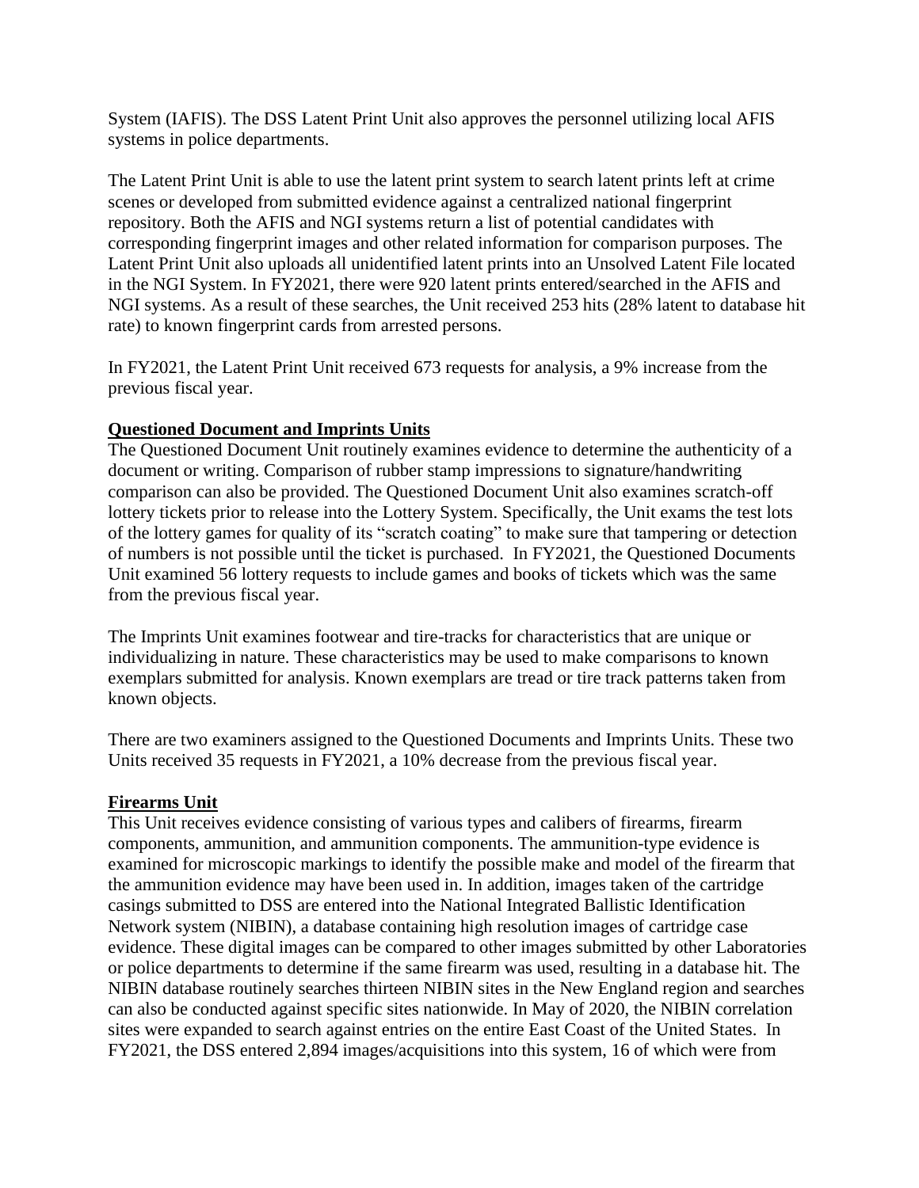System (IAFIS). The DSS Latent Print Unit also approves the personnel utilizing local AFIS systems in police departments.

The Latent Print Unit is able to use the latent print system to search latent prints left at crime scenes or developed from submitted evidence against a centralized national fingerprint repository. Both the AFIS and NGI systems return a list of potential candidates with corresponding fingerprint images and other related information for comparison purposes. The Latent Print Unit also uploads all unidentified latent prints into an Unsolved Latent File located in the NGI System. In FY2021, there were 920 latent prints entered/searched in the AFIS and NGI systems. As a result of these searches, the Unit received 253 hits (28% latent to database hit rate) to known fingerprint cards from arrested persons.

In FY2021, the Latent Print Unit received 673 requests for analysis, a 9% increase from the previous fiscal year.

**Questioned Document and Imprints Units**

The Questioned Document Unit routinely examines evidence to determine the authenticity of a document or writing. Comparison of rubber stamp impressions to signature/handwriting comparison can also be provided. The Questioned Document Unit also examines scratch-off lottery tickets prior to release into the Lottery System. Specifically, the Unit exams the test lots of the lottery games for quality of its "scratch coating" to make sure that tampering or detection of numbers is not possible until the ticket is purchased. In FY2021, the Questioned Documents Unit examined 56 lottery requests to include games and books of tickets which was the same from the previous fiscal year.

The Imprints Unit examines footwear and tire-tracks for characteristics that are unique or individualizing in nature. These characteristics may be used to make comparisons to known exemplars submitted for analysis. Known exemplars are tread or tire track patterns taken from known objects.

There are two examiners assigned to the Questioned Documents and Imprints Units. These two Units received 35 requests in FY2021, a 10% decrease from the previous fiscal year.

**Firearms Unit**

This Unit receives evidence consisting of various types and calibers of firearms, firearm components, ammunition, and ammunition components. The ammunition-type evidence is examined for microscopic markings to identify the possible make and model of the firearm that the ammunition evidence may have been used in. In addition, images taken of the cartridge casings submitted to DSS are entered into the National Integrated Ballistic Identification Network system (NIBIN), a database containing high resolution images of cartridge case evidence. These digital images can be compared to other images submitted by other Laboratories or police departments to determine if the same firearm was used, resulting in a database hit. The NIBIN database routinely searches thirteen NIBIN sites in the New England region and searches can also be conducted against specific sites nationwide. In May of 2020, the NIBIN correlation sites were expanded to search against entries on the entire East Coast of the United States. In FY2021, the DSS entered 2,894 images/acquisitions into this system, 16 of which were from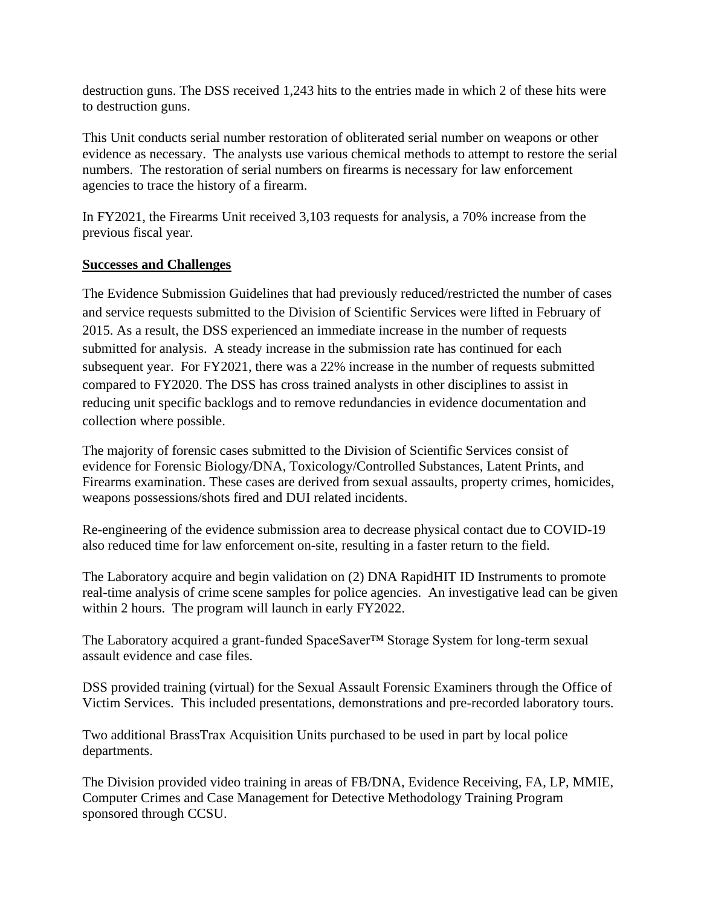destruction guns. The DSS received 1,243 hits to the entries made in which 2 of these hits were to destruction guns.

This Unit conducts serial number restoration of obliterated serial number on weapons or other evidence as necessary. The analysts use various chemical methods to attempt to restore the serial numbers. The restoration of serial numbers on firearms is necessary for law enforcement agencies to trace the history of a firearm.

In FY2021, the Firearms Unit received 3,103 requests for analysis, a 70% increase from the previous fiscal year.

**Successes and Challenges**

The Evidence Submission Guidelines that had previously reduced/restricted the number of cases and service requests submitted to the Division of Scientific Services were lifted in February of 2015. As a result, the DSS experienced an immediate increase in the number of requests submitted for analysis. A steady increase in the submission rate has continued for each subsequent year. For FY2021, there was a 22% increase in the number of requests submitted compared to FY2020. The DSS has cross trained analysts in other disciplines to assist in reducing unit specific backlogs and to remove redundancies in evidence documentation and collection where possible.

The majority of forensic cases submitted to the Division of Scientific Services consist of evidence for Forensic Biology/DNA, Toxicology/Controlled Substances, Latent Prints, and Firearms examination. These cases are derived from sexual assaults, property crimes, homicides, weapons possessions/shots fired and DUI related incidents.

Re-engineering of the evidence submission area to decrease physical contact due to COVID-19 also reduced time for law enforcement on-site, resulting in a faster return to the field.

The Laboratory acquire and begin validation on (2) DNA RapidHIT ID Instruments to promote real-time analysis of crime scene samples for police agencies. An investigative lead can be given within 2 hours. The program will launch in early FY2022.

The Laboratory acquired a grant-funded SpaceSaver™ Storage System for long-term sexual assault evidence and case files.

DSS provided training (virtual) for the Sexual Assault Forensic Examiners through the Office of Victim Services. This included presentations, demonstrations and pre-recorded laboratory tours.

Two additional BrassTrax Acquisition Units purchased to be used in part by local police departments.

The Division provided video training in areas of FB/DNA, Evidence Receiving, FA, LP, MMIE, Computer Crimes and Case Management for Detective Methodology Training Program sponsored through CCSU.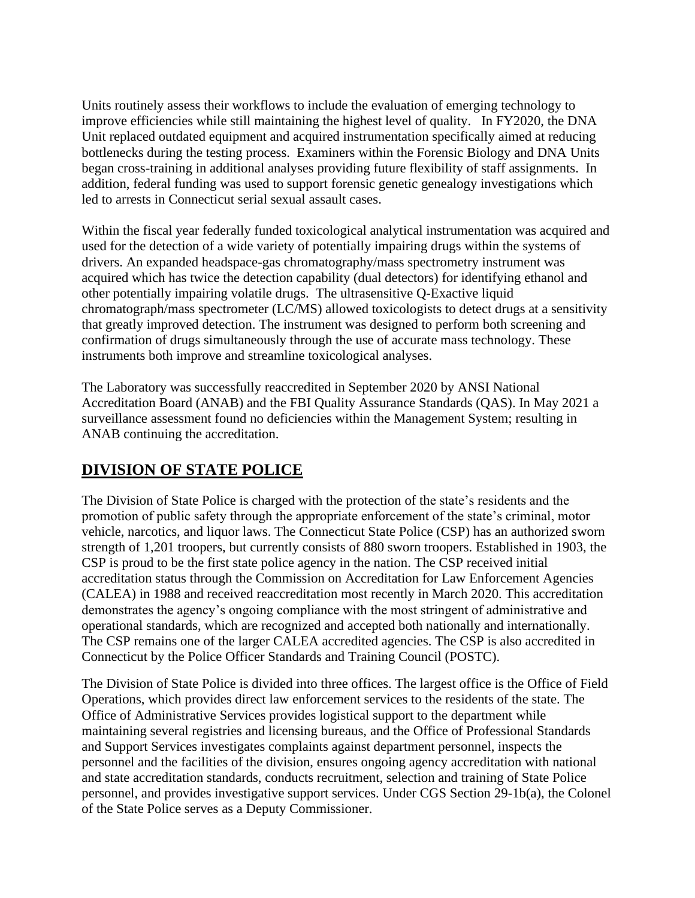Units routinely assess their workflows to include the evaluation of emerging technology to improve efficiencies while still maintaining the highest level of quality. In FY2020, the DNA Unit replaced outdated equipment and acquired instrumentation specifically aimed at reducing bottlenecks during the testing process. Examiners within the Forensic Biology and DNA Units began cross-training in additional analyses providing future flexibility of staff assignments. In addition, federal funding was used to support forensic genetic genealogy investigations which led to arrests in Connecticut serial sexual assault cases.

Within the fiscal year federally funded toxicological analytical instrumentation was acquired and used for the detection of a wide variety of potentially impairing drugs within the systems of drivers. An expanded headspace-gas chromatography/mass spectrometry instrument was acquired which has twice the detection capability (dual detectors) for identifying ethanol and other potentially impairing volatile drugs. The ultrasensitive Q-Exactive liquid chromatograph/mass spectrometer (LC/MS) allowed toxicologists to detect drugs at a sensitivity that greatly improved detection. The instrument was designed to perform both screening and confirmation of drugs simultaneously through the use of accurate mass technology. These instruments both improve and streamline toxicological analyses.

The Laboratory was successfully reaccredited in September 2020 by ANSI National Accreditation Board (ANAB) and the FBI Quality Assurance Standards (QAS). In May 2021 a surveillance assessment found no deficiencies within the Management System; resulting in ANAB continuing the accreditation.

## DIVISION OF STATE POLICE

The Division of State Police is charged with the protection of the state's residents and the promotion of public safety through the appropriate enforcement of the state's criminal, motor vehicle, narcotics, and liquor laws. The Connecticut State Police (CSP) has an authorized sworn strength of 1,201 troopers, but currently consists of 880 sworn troopers. Established in 1903, the CSP is proud to be the first state police agency in the nation. The CSP received initial accreditation status through the Commission on Accreditation for Law Enforcement Agencies (CALEA) in 1988 and received reaccreditation most recently in March 2020. This accreditation demonstrates the agency's ongoing compliance with the most stringent of administrative and operational standards, which are recognized and accepted both nationally and internationally. The CSP remains one of the larger CALEA accredited agencies. The CSP is also accredited in Connecticut by the Police Officer Standards and Training Council (POSTC).

The Division of State Police is divided into three offices. The largest office is the Office of Field Operations, which provides direct law enforcement services to the residents of the state. The Office of Administrative Services provides logistical support to the department while maintaining several registries and licensing bureaus, and the Office of Professional Standards and Support Services investigates complaints against department personnel, inspects the personnel and the facilities of the division, ensures ongoing agency accreditation with national and state accreditation standards, conducts recruitment, selection and training of State Police personnel, and provides investigative support services. Under CGS Section 29-1b(a), the Colonel of the State Police serves as a Deputy Commissioner.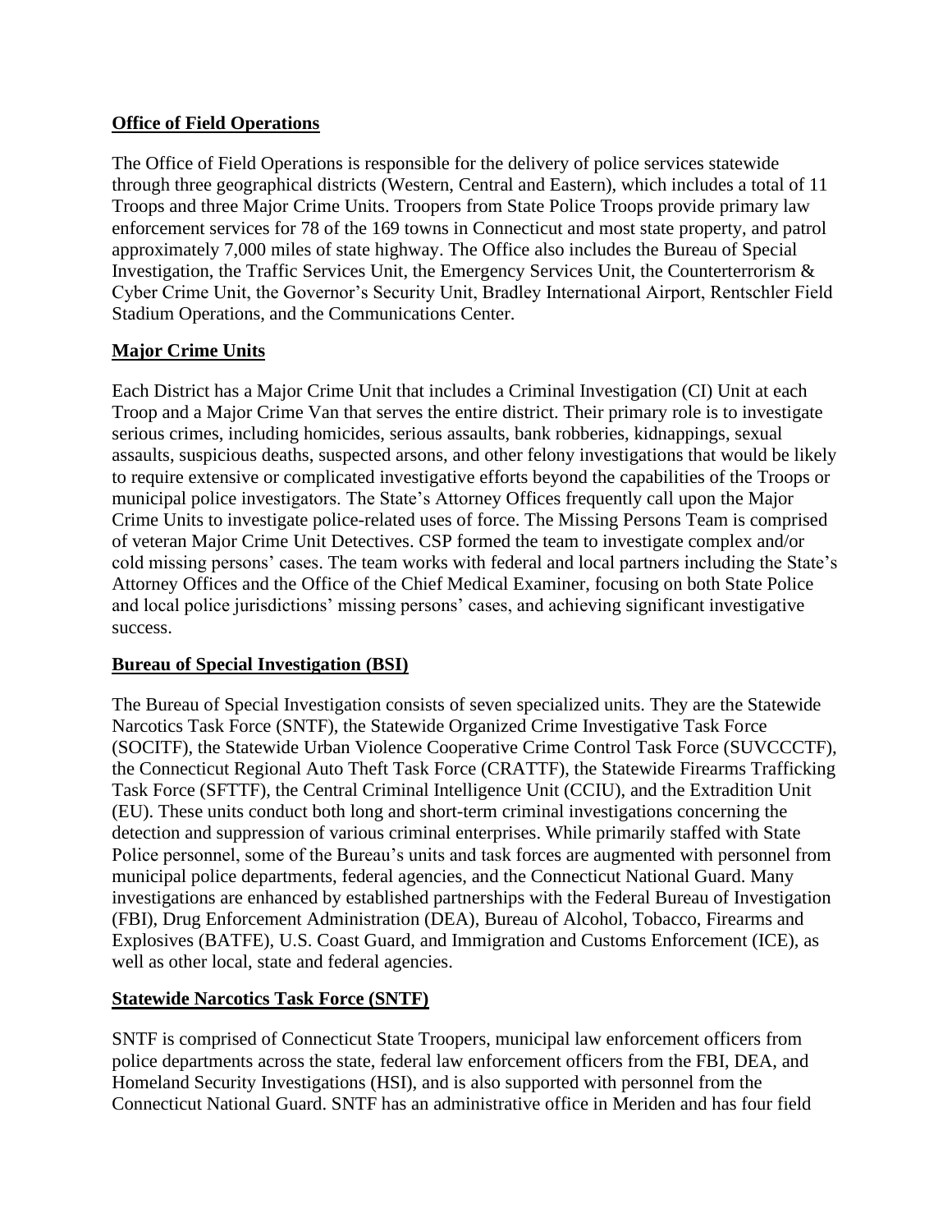## Office of Field Operations

The Office of Field Operations is responsible for the delivery of police services statewide through three geographical districts (Western, Central and Eastern), which includes a total of 11 Troops and three Major Crime Units. Troopers from State Police Troops provide primary law enforcement services for 78 of the 169 towns in Connecticut and most state property, and patrol approximately 7,000 miles of state highway. The Office also includes the Bureau of Special Investigation, the Traffic Services Unit, the Emergency Services Unit, the Counterterrorism & Cyber Crime Unit, the Governor's Security Unit, Bradley International Airport, Rentschler Field Stadium Operations, and the Communications Center.

## Major Crime Units

Each District has a Major Crime Unit that includes a Criminal Investigation (CI) Unit at each Troop and a Major Crime Van that serves the entire district. Their primary role is to investigate serious crimes, including homicides, serious assaults, bank robberies, kidnappings, sexual assaults, suspicious deaths, suspected arsons, and other felony investigations that would be likely to require extensive or complicated investigative efforts beyond the capabilities of the Troops or municipal police investigators. The State's Attorney Offices frequently call upon the Major Crime Units to investigate police-related uses of force. The Missing Persons Team is comprised of veteran Major Crime Unit Detectives. CSP formed the team to investigate complex and/or cold missing persons' cases. The team works with federal and local partners including the State's Attorney Offices and the Office of the Chief Medical Examiner, focusing on both State Police and local police jurisdictions' missing persons' cases, and achieving significant investigative success.

## Bureau of Special Investigation (BSI)

The Bureau of Special Investigation consists of seven specialized units. They are the Statewide Narcotics Task Force (SNTF), the Statewide Organized Crime Investigative Task Force (SOCITF), the Statewide Urban Violence Cooperative Crime Control Task Force (SUVCCCTF), the Connecticut Regional Auto Theft Task Force (CRATTF), the Statewide Firearms Trafficking Task Force (SFTTF), the Central Criminal Intelligence Unit (CCIU), and the Extradition Unit (EU). These units conduct both long and short-term criminal investigations concerning the detection and suppression of various criminal enterprises. While primarily staffed with State Police personnel, some of the Bureau's units and task forces are augmented with personnel from municipal police departments, federal agencies, and the Connecticut National Guard. Many investigations are enhanced by established partnerships with the Federal Bureau of Investigation (FBI), Drug Enforcement Administration (DEA), Bureau of Alcohol, Tobacco, Firearms and Explosives (BATFE), U.S. Coast Guard, and Immigration and Customs Enforcement (ICE), as well as other local, state and federal agencies.

## Statewide Narcotics Task Force (SNTF)

SNTF is comprised of Connecticut State Troopers, municipal law enforcement officers from police departments across the state, federal law enforcement officers from the FBI, DEA, and Homeland Security Investigations (HSI), and is also supported with personnel from the Connecticut National Guard. SNTF has an administrative office in Meriden and has four field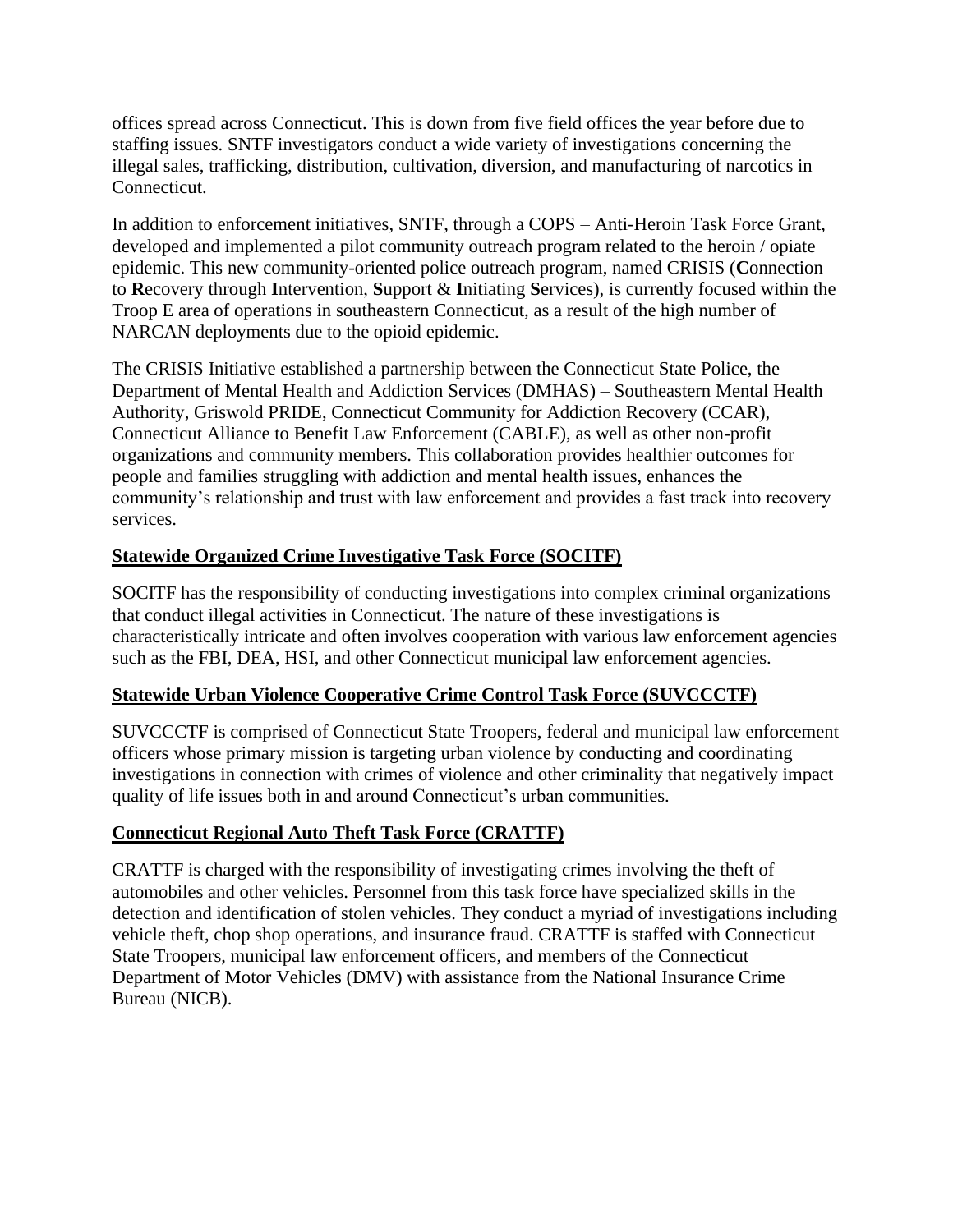offices spread across Connecticut. This is down from five field offices the year before due to staffing issues. SNTF investigators conduct a wide variety of investigations concerning the illegal sales, trafficking, distribution, cultivation, diversion, and manufacturing of narcotics in Connecticut.

In addition to enforcement initiatives, SNTF, through a COPS – Anti-Heroin Task Force Grant, developed and implemented a pilot community outreach program related to the heroin / opiate epidemic. This new community-oriented police outreach program, named CRISIS (**C**onnection to **R**ecovery through **I**ntervention, **S**upport & **I**nitiating **S**ervices), is currently focused within the Troop E area of operations in southeastern Connecticut, as a result of the high number of NARCAN deployments due to the opioid epidemic.

The CRISIS Initiative established a partnership between the Connecticut State Police, the Department of Mental Health and Addiction Services (DMHAS) – Southeastern Mental Health Authority, Griswold PRIDE, Connecticut Community for Addiction Recovery (CCAR), Connecticut Alliance to Benefit Law Enforcement (CABLE), as well as other non-profit organizations and community members. This collaboration provides healthier outcomes for people and families struggling with addiction and mental health issues, enhances the community's relationship and trust with law enforcement and provides a fast track into recovery services.

**Statewide Organized Crime Investigative Task Force (SOCITF)**

SOCITF has the responsibility of conducting investigations into complex criminal organizations that conduct illegal activities in Connecticut. The nature of these investigations is characteristically intricate and often involves cooperation with various law enforcement agencies such as the FBI, DEA, HSI, and other Connecticut municipal law enforcement agencies.

**Statewide Urban Violence Cooperative Crime Control Task Force (SUVCCCTF)**

SUVCCCTF is comprised of Connecticut State Troopers, federal and municipal law enforcement officers whose primary mission is targeting urban violence by conducting and coordinating investigations in connection with crimes of violence and other criminality that negatively impact quality of life issues both in and around Connecticut's urban communities.

**Connecticut Regional Auto Theft Task Force (CRATTF)**

CRATTF is charged with the responsibility of investigating crimes involving the theft of automobiles and other vehicles. Personnel from this task force have specialized skills in the detection and identification of stolen vehicles. They conduct a myriad of investigations including vehicle theft, chop shop operations, and insurance fraud. CRATTF is staffed with Connecticut State Troopers, municipal law enforcement officers, and members of the Connecticut Department of Motor Vehicles (DMV) with assistance from the National Insurance Crime Bureau (NICB).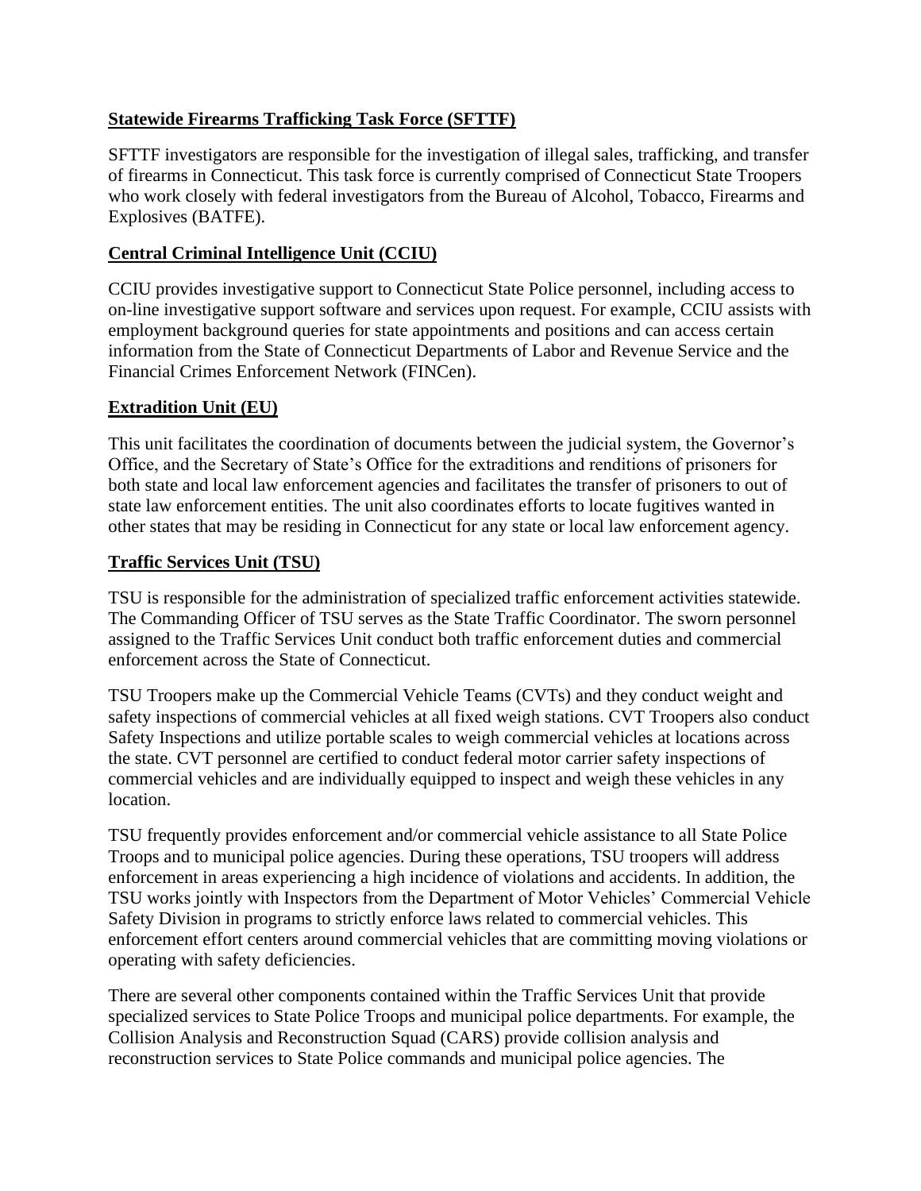**Statewide Firearms Trafficking Task Force (SFTTF)**

SFTTF investigators are responsible for the investigation of illegal sales, trafficking, and transfer of firearms in Connecticut. This task force is currently comprised of Connecticut State Troopers who work closely with federal investigators from the Bureau of Alcohol, Tobacco, Firearms and Explosives (BATFE).

**Central Criminal Intelligence Unit (CCIU)**

CCIU provides investigative support to Connecticut State Police personnel, including access to on-line investigative support software and services upon request. For example, CCIU assists with employment background queries for state appointments and positions and can access certain information from the State of Connecticut Departments of Labor and Revenue Service and the Financial Crimes Enforcement Network (FINCen).

**Extradition Unit (EU)**

This unit facilitates the coordination of documents between the judicial system, the Governor's Office, and the Secretary of State's Office for the extraditions and renditions of prisoners for both state and local law enforcement agencies and facilitates the transfer of prisoners to out of state law enforcement entities. The unit also coordinates efforts to locate fugitives wanted in other states that may be residing in Connecticut for any state or local law enforcement agency.

**Traffic Services Unit (TSU)**

TSU is responsible for the administration of specialized traffic enforcement activities statewide. The Commanding Officer of TSU serves as the State Traffic Coordinator. The sworn personnel assigned to the Traffic Services Unit conduct both traffic enforcement duties and commercial enforcement across the State of Connecticut.

TSU Troopers make up the Commercial Vehicle Teams (CVTs) and they conduct weight and safety inspections of commercial vehicles at all fixed weigh stations. CVT Troopers also conduct Safety Inspections and utilize portable scales to weigh commercial vehicles at locations across the state. CVT personnel are certified to conduct federal motor carrier safety inspections of commercial vehicles and are individually equipped to inspect and weigh these vehicles in any location.

TSU frequently provides enforcement and/or commercial vehicle assistance to all State Police Troops and to municipal police agencies. During these operations, TSU troopers will address enforcement in areas experiencing a high incidence of violations and accidents. In addition, the TSU works jointly with Inspectors from the Department of Motor Vehicles' Commercial Vehicle Safety Division in programs to strictly enforce laws related to commercial vehicles. This enforcement effort centers around commercial vehicles that are committing moving violations or operating with safety deficiencies.

There are several other components contained within the Traffic Services Unit that provide specialized services to State Police Troops and municipal police departments. For example, the Collision Analysis and Reconstruction Squad (CARS) provide collision analysis and reconstruction services to State Police commands and municipal police agencies. The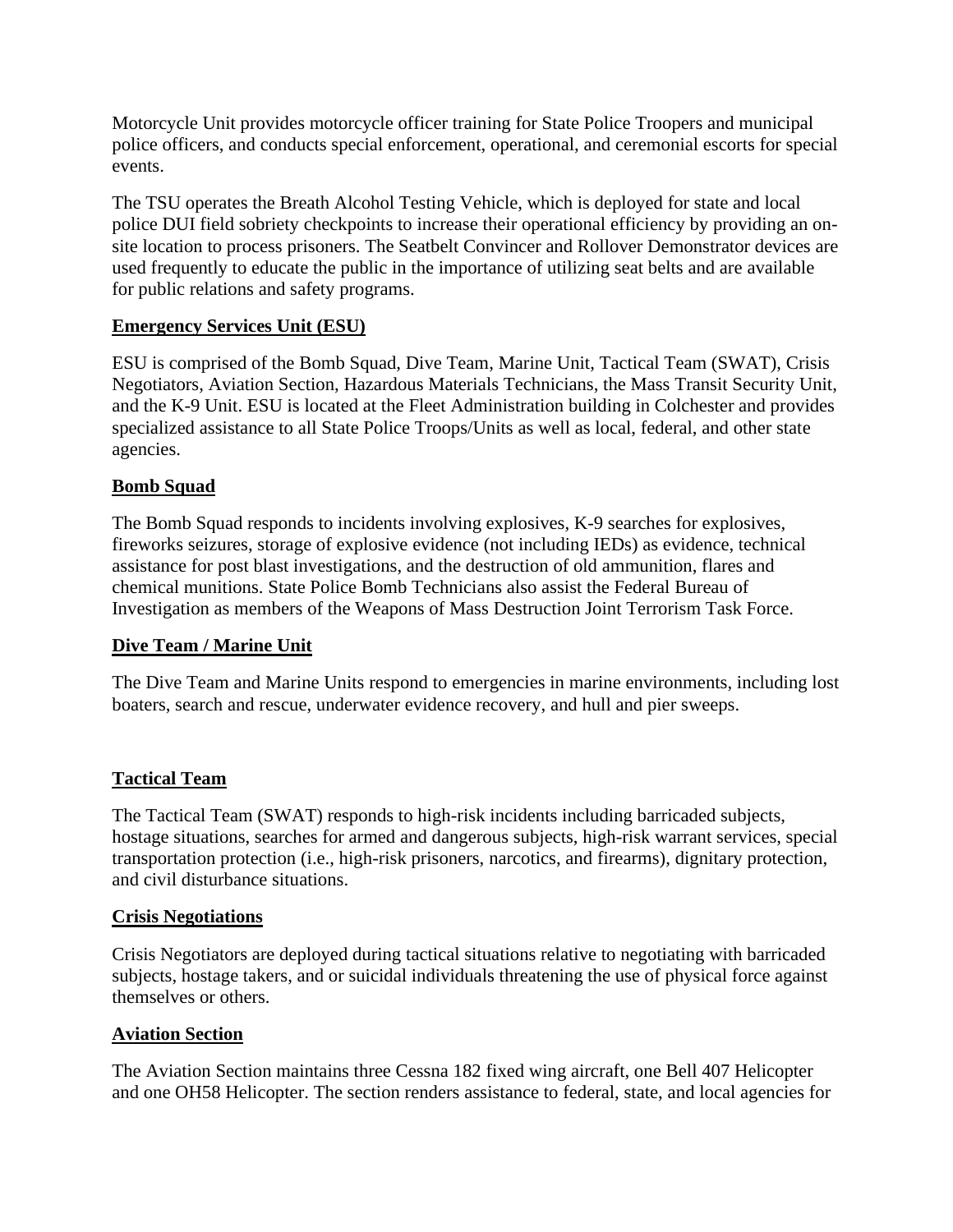Motorcycle Unit provides motorcycle officer training for State Police Troopers and municipal police officers, and conducts special enforcement, operational, and ceremonial escorts for special events.

The TSU operates the Breath Alcohol Testing Vehicle, which is deployed for state and local police DUI field sobriety checkpoints to increase their operational efficiency by providing an on-site location to process prisoners. The Seatbelt Convincer and Rollover Demonstrator devices are used frequently to educate the public in the importance of utilizing seat belts and are available for public relations and safety programs.

**Emergency Services Unit (ESU)**

ESU is comprised of the Bomb Squad, Dive Team, Marine Unit, Tactical Team (SWAT), Crisis Negotiators, Aviation Section, Hazardous Materials Technicians, the Mass Transit Security Unit, and the K-9 Unit. ESU is located at the Fleet Administration building in Colchester and provides specialized assistance to all State Police Troops/Units as well as local, federal, and other state agencies.

**Bomb Squad**

The Bomb Squad responds to incidents involving explosives, K-9 searches for explosives, fireworks seizures, storage of explosive evidence (not including IEDs) as evidence, technical assistance for post blast investigations, and the destruction of old ammunition, flares and chemical munitions. State Police Bomb Technicians also assist the Federal Bureau of Investigation as members of the Weapons of Mass Destruction Joint Terrorism Task Force.

**Dive Team / Marine Unit**

The Dive Team and Marine Units respond to emergencies in marine environments, including lost boaters, search and rescue, underwater evidence recovery, and hull and pier sweeps.

**Tactical Team**

The Tactical Team (SWAT) responds to high-risk incidents including barricaded subjects, hostage situations, searches for armed and dangerous subjects, high-risk warrant services, special transportation protection (i.e., high-risk prisoners, narcotics, and firearms), dignitary protection, and civil disturbance situations.

**Crisis Negotiations**

Crisis Negotiators are deployed during tactical situations relative to negotiating with barricaded subjects, hostage takers, and or suicidal individuals threatening the use of physical force against themselves or others.

**Aviation Section**

The Aviation Section maintains three Cessna 182 fixed wing aircraft, one Bell 407 Helicopter and one OH58 Helicopter. The section renders assistance to federal, state, and local agencies for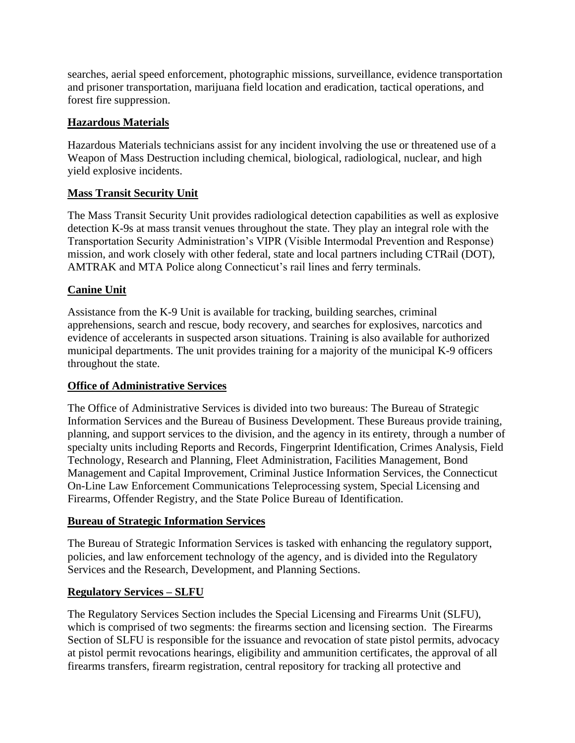searches, aerial speed enforcement, photographic missions, surveillance, evidence transportation and prisoner transportation, marijuana field location and eradication, tactical operations, and forest fire suppression.

**Hazardous Materials**

Hazardous Materials technicians assist for any incident involving the use or threatened use of a Weapon of Mass Destruction including chemical, biological, radiological, nuclear, and high yield explosive incidents.

**Mass Transit Security Unit**

The Mass Transit Security Unit provides radiological detection capabilities as well as explosive detection K-9s at mass transit venues throughout the state. They play an integral role with the Transportation Security Administration's VIPR (Visible Intermodal Prevention and Response) mission, and work closely with other federal, state and local partners including CTRail (DOT), AMTRAK and MTA Police along Connecticut's rail lines and ferry terminals.

**Canine Unit**

Assistance from the K-9 Unit is available for tracking, building searches, criminal apprehensions, search and rescue, body recovery, and searches for explosives, narcotics and evidence of accelerants in suspected arson situations. Training is also available for authorized municipal departments. The unit provides training for a majority of the municipal K-9 officers throughout the state.

**Office of Administrative Services**

The Office of Administrative Services is divided into two bureaus: The Bureau of Strategic Information Services and the Bureau of Business Development. These Bureaus provide training, planning, and support services to the division, and the agency in its entirety, through a number of specialty units including Reports and Records, Fingerprint Identification, Crimes Analysis, Field Technology, Research and Planning, Fleet Administration, Facilities Management, Bond Management and Capital Improvement, Criminal Justice Information Services, the Connecticut On-Line Law Enforcement Communications Teleprocessing system, Special Licensing and Firearms, Offender Registry, and the State Police Bureau of Identification.

**Bureau of Strategic Information Services**

The Bureau of Strategic Information Services is tasked with enhancing the regulatory support, policies, and law enforcement technology of the agency, and is divided into the Regulatory Services and the Research, Development, and Planning Sections.

**Regulatory Services – SLFU**

The Regulatory Services Section includes the Special Licensing and Firearms Unit (SLFU), which is comprised of two segments: the firearms section and licensing section. The Firearms Section of SLFU is responsible for the issuance and revocation of state pistol permits, advocacy at pistol permit revocations hearings, eligibility and ammunition certificates, the approval of all firearms transfers, firearm registration, central repository for tracking all protective and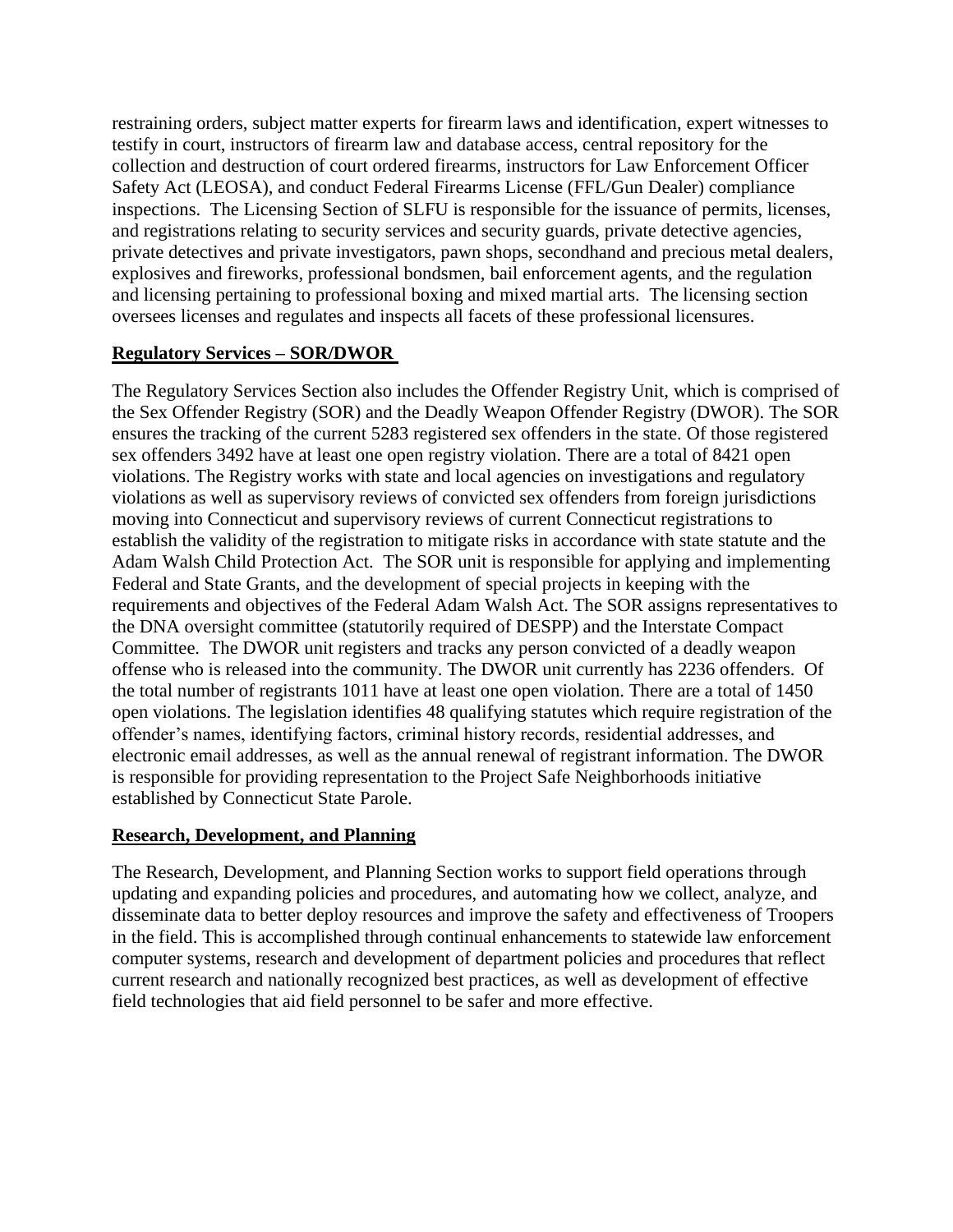restraining orders, subject matter experts for firearm laws and identification, expert witnesses to testify in court, instructors of firearm law and database access, central repository for the collection and destruction of court ordered firearms, instructors for Law Enforcement Officer Safety Act (LEOSA), and conduct Federal Firearms License (FFL/Gun Dealer) compliance inspections. The Licensing Section of SLFU is responsible for the issuance of permits, licenses, and registrations relating to security services and security guards, private detective agencies, private detectives and private investigators, pawn shops, secondhand and precious metal dealers, explosives and fireworks, professional bondsmen, bail enforcement agents, and the regulation and licensing pertaining to professional boxing and mixed martial arts. The licensing section oversees licenses and regulates and inspects all facets of these professional licensures.

**Regulatory Services – SOR/DWOR**

The Regulatory Services Section also includes the Offender Registry Unit, which is comprised of the Sex Offender Registry (SOR) and the Deadly Weapon Offender Registry (DWOR). The SOR ensures the tracking of the current 5283 registered sex offenders in the state. Of those registered sex offenders 3492 have at least one open registry violation. There are a total of 8421 open violations. The Registry works with state and local agencies on investigations and regulatory violations as well as supervisory reviews of convicted sex offenders from foreign jurisdictions moving into Connecticut and supervisory reviews of current Connecticut registrations to establish the validity of the registration to mitigate risks in accordance with state statute and the Adam Walsh Child Protection Act. The SOR unit is responsible for applying and implementing Federal and State Grants, and the development of special projects in keeping with the requirements and objectives of the Federal Adam Walsh Act. The SOR assigns representatives to the DNA oversight committee (statutorily required of DESPP) and the Interstate Compact Committee. The DWOR unit registers and tracks any person convicted of a deadly weapon offense who is released into the community. The DWOR unit currently has 2236 offenders. Of the total number of registrants 1011 have at least one open violation. There are a total of 1450 open violations. The legislation identifies 48 qualifying statutes which require registration of the offender's names, identifying factors, criminal history records, residential addresses, and electronic email addresses, as well as the annual renewal of registrant information. The DWOR is responsible for providing representation to the Project Safe Neighborhoods initiative established by Connecticut State Parole.

**Research, Development, and Planning**

The Research, Development, and Planning Section works to support field operations through updating and expanding policies and procedures, and automating how we collect, analyze, and disseminate data to better deploy resources and improve the safety and effectiveness of Troopers in the field. This is accomplished through continual enhancements to statewide law enforcement computer systems, research and development of department policies and procedures that reflect current research and nationally recognized best practices, as well as development of effective field technologies that aid field personnel to be safer and more effective.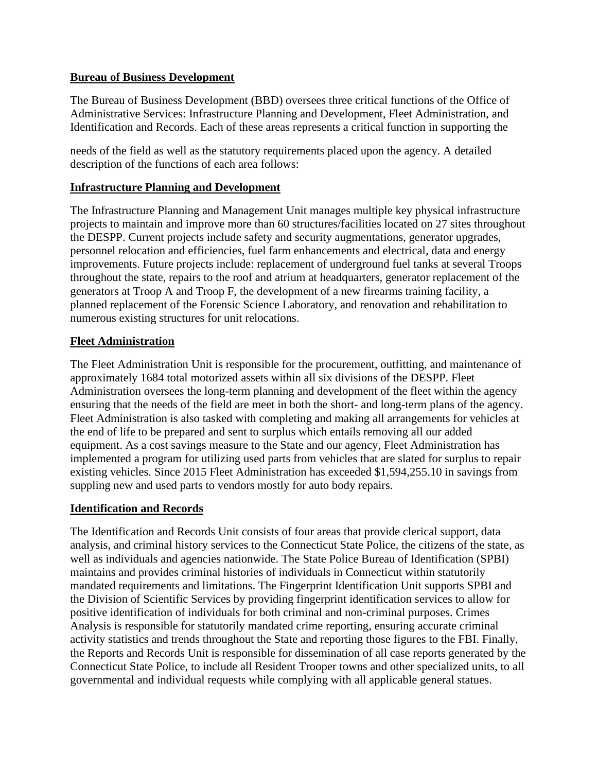## Bureau of Business Development

The Bureau of Business Development (BBD) oversees three critical functions of the Office of Administrative Services: Infrastructure Planning and Development, Fleet Administration, and Identification and Records. Each of these areas represents a critical function in supporting the needs of the field as well as the statutory requirements placed upon the agency. A detailed description of the functions of each area follows:

### Infrastructure Planning and Development

The Infrastructure Planning and Management Unit manages multiple key physical infrastructure projects to maintain and improve more than 60 structures/facilities located on 27 sites throughout the DESPP. Current projects include safety and security augmentations, generator upgrades, personnel relocation and efficiencies, fuel farm enhancements and electrical, data and energy improvements. Future projects include: replacement of underground fuel tanks at several Troops throughout the state, repairs to the roof and atrium at headquarters, generator replacement of the generators at Troop A and Troop F, the development of a new firearms training facility, a planned replacement of the Forensic Science Laboratory, and renovation and rehabilitation to numerous existing structures for unit relocations.

### Fleet Administration

The Fleet Administration Unit is responsible for the procurement, outfitting, and maintenance of approximately 1684 total motorized assets within all six divisions of the DESPP. Fleet Administration oversees the long-term planning and development of the fleet within the agency ensuring that the needs of the field are meet in both the short- and long-term plans of the agency. Fleet Administration is also tasked with completing and making all arrangements for vehicles at the end of life to be prepared and sent to surplus which entails removing all our added equipment. As a cost savings measure to the State and our agency, Fleet Administration has implemented a program for utilizing used parts from vehicles that are slated for surplus to repair existing vehicles. Since 2015 Fleet Administration has exceeded $1,594,255.10 in savings from suppling new and used parts to vendors mostly for auto body repairs.

### Identification and Records

The Identification and Records Unit consists of four areas that provide clerical support, data analysis, and criminal history services to the Connecticut State Police, the citizens of the state, as well as individuals and agencies nationwide. The State Police Bureau of Identification (SPBI) maintains and provides criminal histories of individuals in Connecticut within statutorily mandated requirements and limitations. The Fingerprint Identification Unit supports SPBI and the Division of Scientific Services by providing fingerprint identification services to allow for positive identification of individuals for both criminal and non-criminal purposes. Crimes Analysis is responsible for statutorily mandated crime reporting, ensuring accurate criminal activity statistics and trends throughout the State and reporting those figures to the FBI. Finally, the Reports and Records Unit is responsible for dissemination of all case reports generated by the Connecticut State Police, to include all Resident Trooper towns and other specialized units, to all governmental and individual requests while complying with all applicable general statues.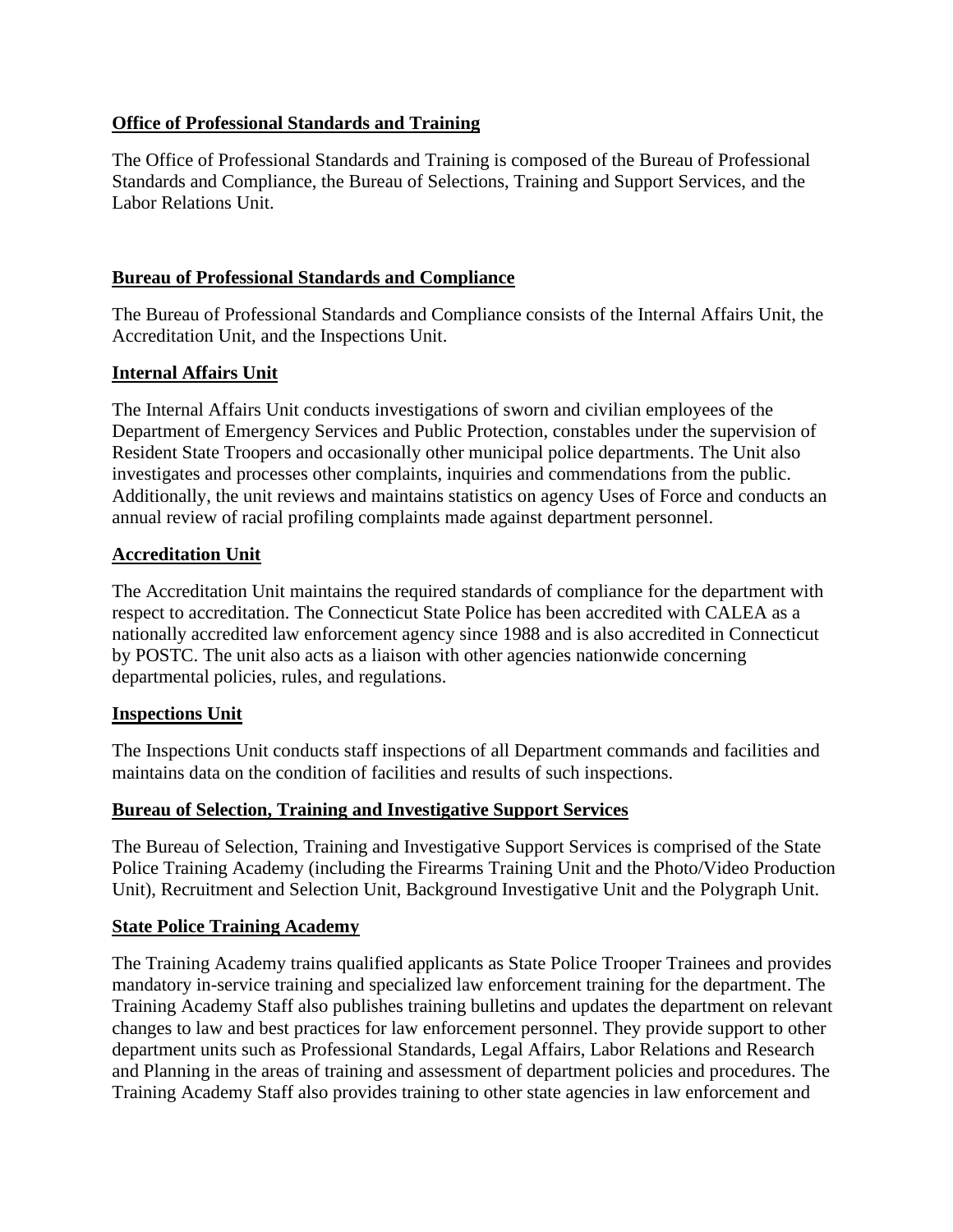## Office of Professional Standards and Training

The Office of Professional Standards and Training is composed of the Bureau of Professional Standards and Compliance, the Bureau of Selections, Training and Support Services, and the Labor Relations Unit.

## Bureau of Professional Standards and Compliance

The Bureau of Professional Standards and Compliance consists of the Internal Affairs Unit, the Accreditation Unit, and the Inspections Unit.

### Internal Affairs Unit

The Internal Affairs Unit conducts investigations of sworn and civilian employees of the Department of Emergency Services and Public Protection, constables under the supervision of Resident State Troopers and occasionally other municipal police departments. The Unit also investigates and processes other complaints, inquiries and commendations from the public. Additionally, the unit reviews and maintains statistics on agency Uses of Force and conducts an annual review of racial profiling complaints made against department personnel.

### Accreditation Unit

The Accreditation Unit maintains the required standards of compliance for the department with respect to accreditation. The Connecticut State Police has been accredited with CALEA as a nationally accredited law enforcement agency since 1988 and is also accredited in Connecticut by POSTC. The unit also acts as a liaison with other agencies nationwide concerning departmental policies, rules, and regulations.

### Inspections Unit

The Inspections Unit conducts staff inspections of all Department commands and facilities and maintains data on the condition of facilities and results of such inspections.

## Bureau of Selection, Training and Investigative Support Services

The Bureau of Selection, Training and Investigative Support Services is comprised of the State Police Training Academy (including the Firearms Training Unit and the Photo/Video Production Unit), Recruitment and Selection Unit, Background Investigative Unit and the Polygraph Unit.

### State Police Training Academy

The Training Academy trains qualified applicants as State Police Trooper Trainees and provides mandatory in-service training and specialized law enforcement training for the department. The Training Academy Staff also publishes training bulletins and updates the department on relevant changes to law and best practices for law enforcement personnel. They provide support to other department units such as Professional Standards, Legal Affairs, Labor Relations and Research and Planning in the areas of training and assessment of department policies and procedures. The Training Academy Staff also provides training to other state agencies in law enforcement and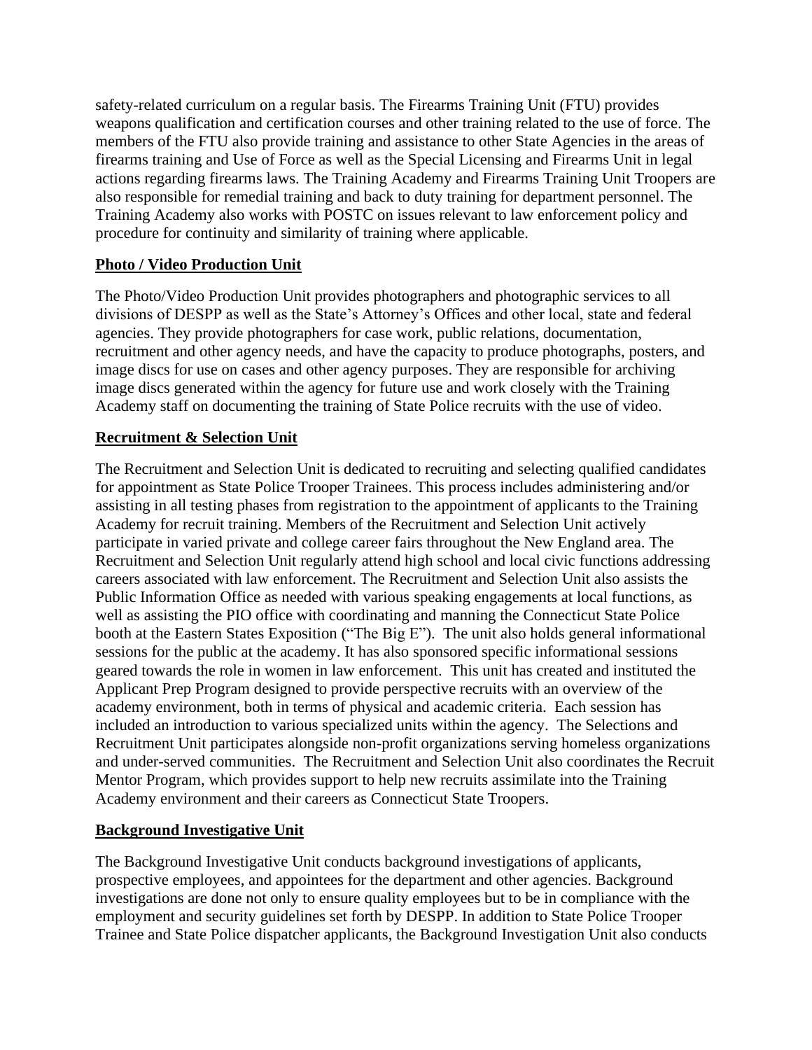safety-related curriculum on a regular basis. The Firearms Training Unit (FTU) provides weapons qualification and certification courses and other training related to the use of force. The members of the FTU also provide training and assistance to other State Agencies in the areas of firearms training and Use of Force as well as the Special Licensing and Firearms Unit in legal actions regarding firearms laws. The Training Academy and Firearms Training Unit Troopers are also responsible for remedial training and back to duty training for department personnel. The Training Academy also works with POSTC on issues relevant to law enforcement policy and procedure for continuity and similarity of training where applicable.

**Photo / Video Production Unit**

The Photo/Video Production Unit provides photographers and photographic services to all divisions of DESPP as well as the State's Attorney's Offices and other local, state and federal agencies. They provide photographers for case work, public relations, documentation, recruitment and other agency needs, and have the capacity to produce photographs, posters, and image discs for use on cases and other agency purposes. They are responsible for archiving image discs generated within the agency for future use and work closely with the Training Academy staff on documenting the training of State Police recruits with the use of video.

**Recruitment & Selection Unit**

The Recruitment and Selection Unit is dedicated to recruiting and selecting qualified candidates for appointment as State Police Trooper Trainees. This process includes administering and/or assisting in all testing phases from registration to the appointment of applicants to the Training Academy for recruit training. Members of the Recruitment and Selection Unit actively participate in varied private and college career fairs throughout the New England area. The Recruitment and Selection Unit regularly attend high school and local civic functions addressing careers associated with law enforcement. The Recruitment and Selection Unit also assists the Public Information Office as needed with various speaking engagements at local functions, as well as assisting the PIO office with coordinating and manning the Connecticut State Police booth at the Eastern States Exposition ("The Big E"). The unit also holds general informational sessions for the public at the academy. It has also sponsored specific informational sessions geared towards the role in women in law enforcement. This unit has created and instituted the Applicant Prep Program designed to provide perspective recruits with an overview of the academy environment, both in terms of physical and academic criteria. Each session has included an introduction to various specialized units within the agency. The Selections and Recruitment Unit participates alongside non-profit organizations serving homeless organizations and under-served communities. The Recruitment and Selection Unit also coordinates the Recruit Mentor Program, which provides support to help new recruits assimilate into the Training Academy environment and their careers as Connecticut State Troopers.

**Background Investigative Unit**

The Background Investigative Unit conducts background investigations of applicants, prospective employees, and appointees for the department and other agencies. Background investigations are done not only to ensure quality employees but to be in compliance with the employment and security guidelines set forth by DESPP. In addition to State Police Trooper Trainee and State Police dispatcher applicants, the Background Investigation Unit also conducts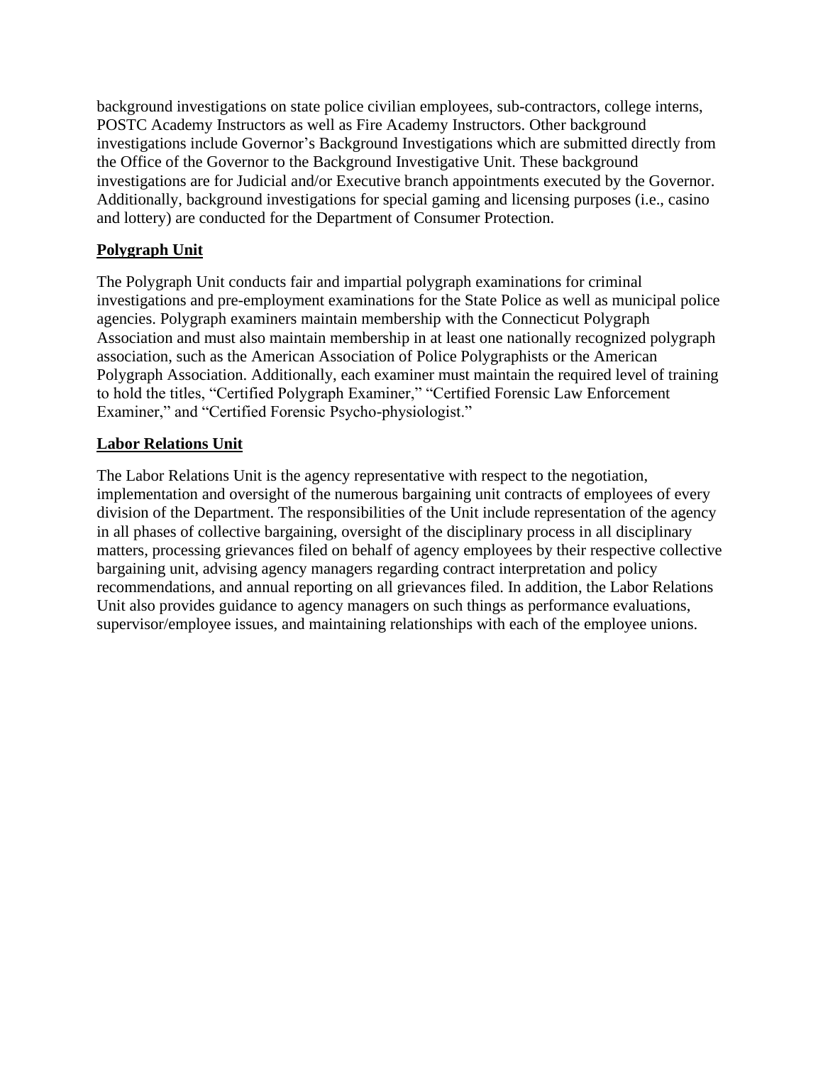background investigations on state police civilian employees, sub-contractors, college interns, POSTC Academy Instructors as well as Fire Academy Instructors. Other background investigations include Governor's Background Investigations which are submitted directly from the Office of the Governor to the Background Investigative Unit. These background investigations are for Judicial and/or Executive branch appointments executed by the Governor. Additionally, background investigations for special gaming and licensing purposes (i.e., casino and lottery) are conducted for the Department of Consumer Protection.

## Polygraph Unit

The Polygraph Unit conducts fair and impartial polygraph examinations for criminal investigations and pre-employment examinations for the State Police as well as municipal police agencies. Polygraph examiners maintain membership with the Connecticut Polygraph Association and must also maintain membership in at least one nationally recognized polygraph association, such as the American Association of Police Polygraphists or the American Polygraph Association. Additionally, each examiner must maintain the required level of training to hold the titles, "Certified Polygraph Examiner," "Certified Forensic Law Enforcement Examiner," and "Certified Forensic Psycho-physiologist."

## Labor Relations Unit

The Labor Relations Unit is the agency representative with respect to the negotiation, implementation and oversight of the numerous bargaining unit contracts of employees of every division of the Department. The responsibilities of the Unit include representation of the agency in all phases of collective bargaining, oversight of the disciplinary process in all disciplinary matters, processing grievances filed on behalf of agency employees by their respective collective bargaining unit, advising agency managers regarding contract interpretation and policy recommendations, and annual reporting on all grievances filed. In addition, the Labor Relations Unit also provides guidance to agency managers on such things as performance evaluations, supervisor/employee issues, and maintaining relationships with each of the employee unions.